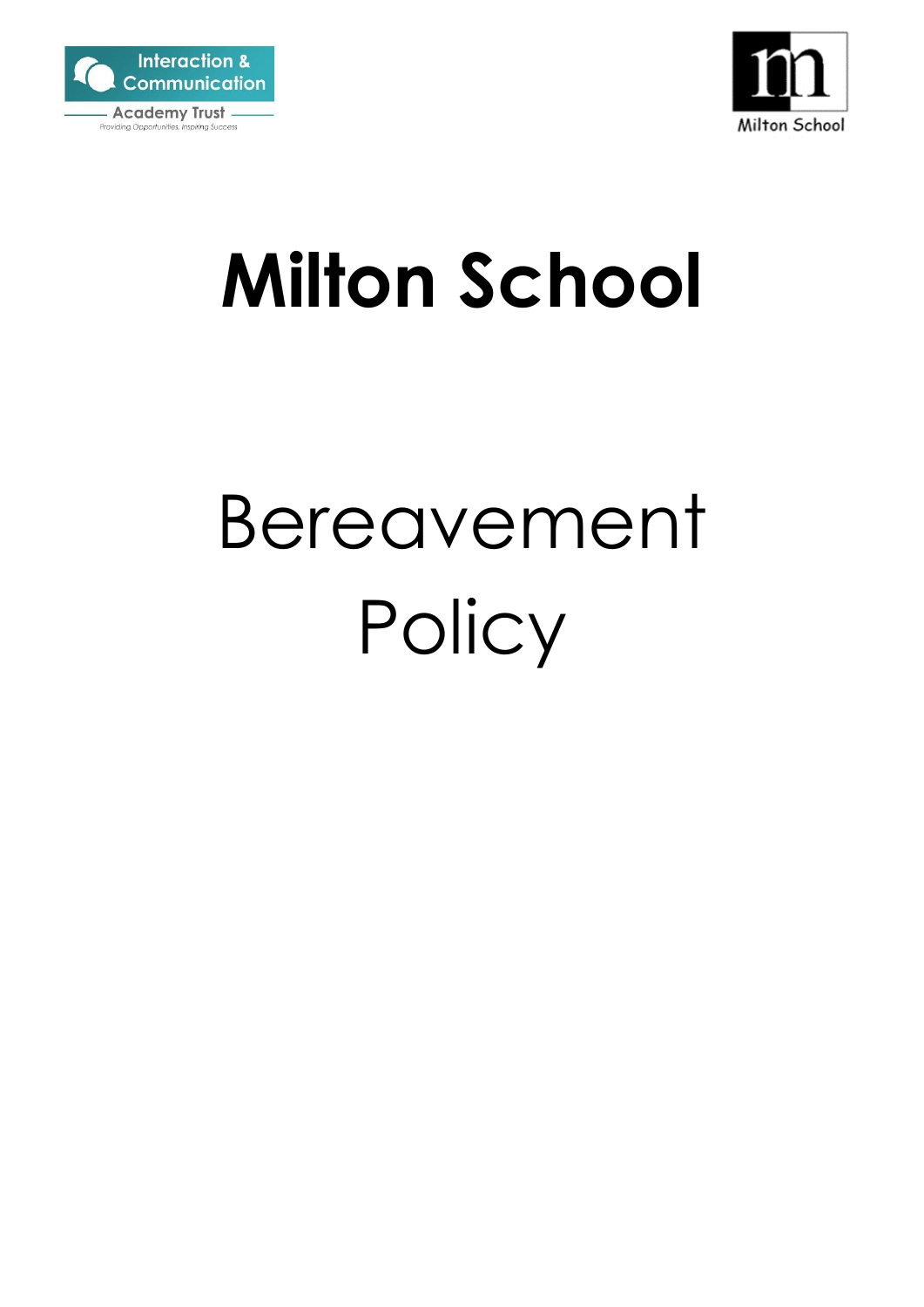Interaction & Communication Academy Trust

Providing Opportunities, Inspiring Success

Milton School

# Milton School

## Bereavement Policy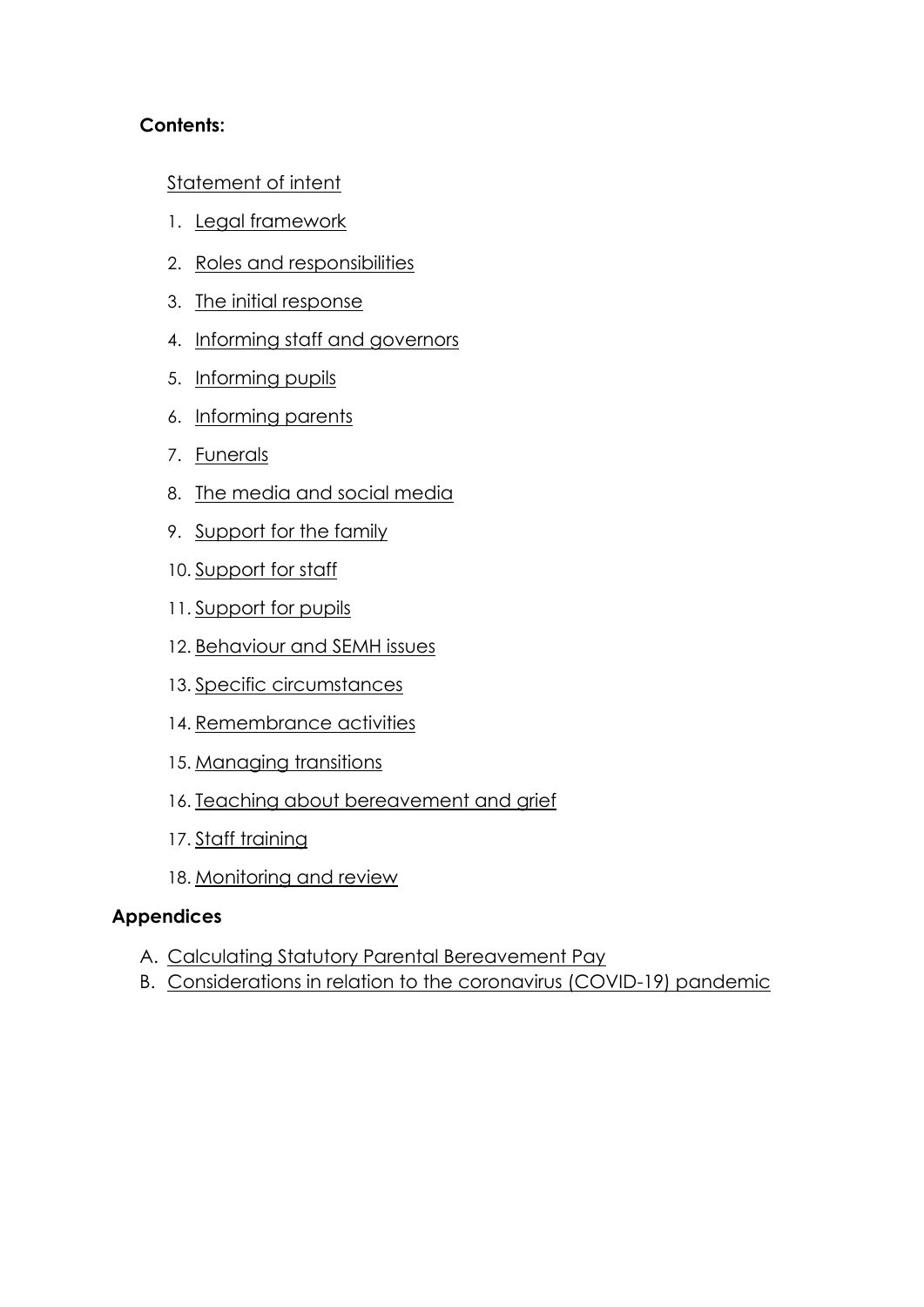**Contents:**

Statement of intent

1. Legal framework
2. Roles and responsibilities
3. The initial response
4. Informing staff and governors
5. Informing pupils
6. Informing parents
7. Funerals
8. The media and social media
9. Support for the family
10. Support for staff
11. Support for pupils
12. Behaviour and SEMH issues
13. Specific circumstances
14. Remembrance activities
15. Managing transitions
16. Teaching about bereavement and grief
17. Staff training
18. Monitoring and review

**Appendices**

A. Calculating Statutory Parental Bereavement Pay
B. Considerations in relation to the coronavirus (COVID-19) pandemic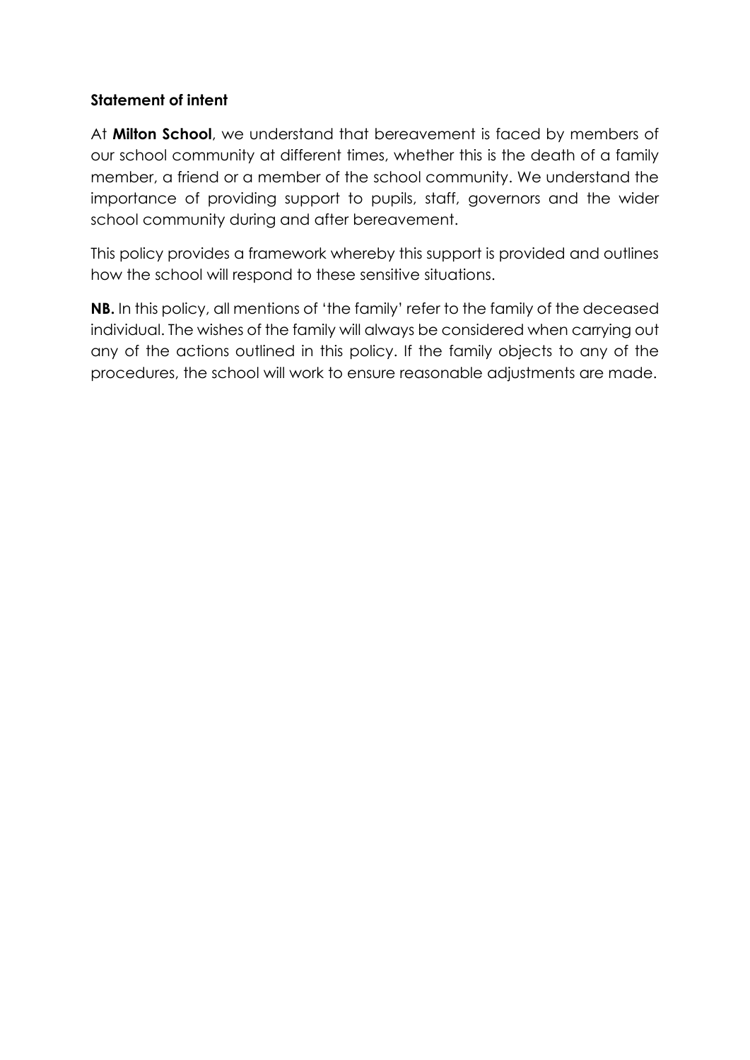## Statement of intent

At **Milton School**, we understand that bereavement is faced by members of our school community at different times, whether this is the death of a family member, a friend or a member of the school community. We understand the importance of providing support to pupils, staff, governors and the wider school community during and after bereavement.

This policy provides a framework whereby this support is provided and outlines how the school will respond to these sensitive situations.

**NB.** In this policy, all mentions of 'the family' refer to the family of the deceased individual. The wishes of the family will always be considered when carrying out any of the actions outlined in this policy. If the family objects to any of the procedures, the school will work to ensure reasonable adjustments are made.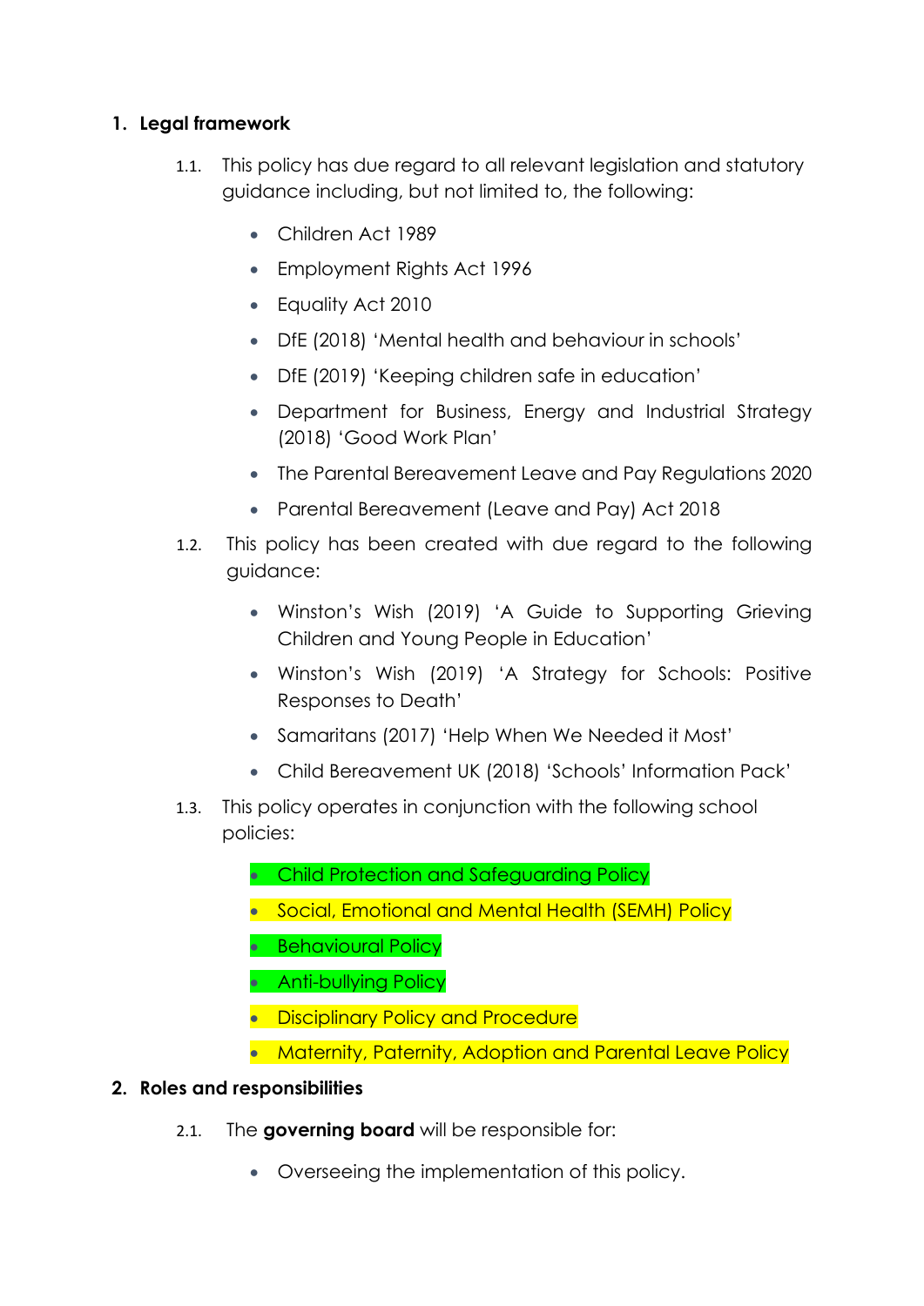## 1. Legal framework

1.1. This policy has due regard to all relevant legislation and statutory guidance including, but not limited to, the following:

- Children Act 1989
- Employment Rights Act 1996
- Equality Act 2010
- DfE (2018) 'Mental health and behaviour in schools'
- DfE (2019) 'Keeping children safe in education'
- Department for Business, Energy and Industrial Strategy (2018) 'Good Work Plan'
- The Parental Bereavement Leave and Pay Regulations 2020
- Parental Bereavement (Leave and Pay) Act 2018

1.2. This policy has been created with due regard to the following guidance:

- Winston's Wish (2019) 'A Guide to Supporting Grieving Children and Young People in Education'
- Winston's Wish (2019) 'A Strategy for Schools: Positive Responses to Death'
- Samaritans (2017) 'Help When We Needed it Most'
- Child Bereavement UK (2018) 'Schools' Information Pack'

1.3. This policy operates in conjunction with the following school policies:

- Child Protection and Safeguarding Policy
- Social, Emotional and Mental Health (SEMH) Policy
- Behavioural Policy
- Anti-bullying Policy
- Disciplinary Policy and Procedure
- Maternity, Paternity, Adoption and Parental Leave Policy

## 2. Roles and responsibilities

2.1. The **governing board** will be responsible for:

- Overseeing the implementation of this policy.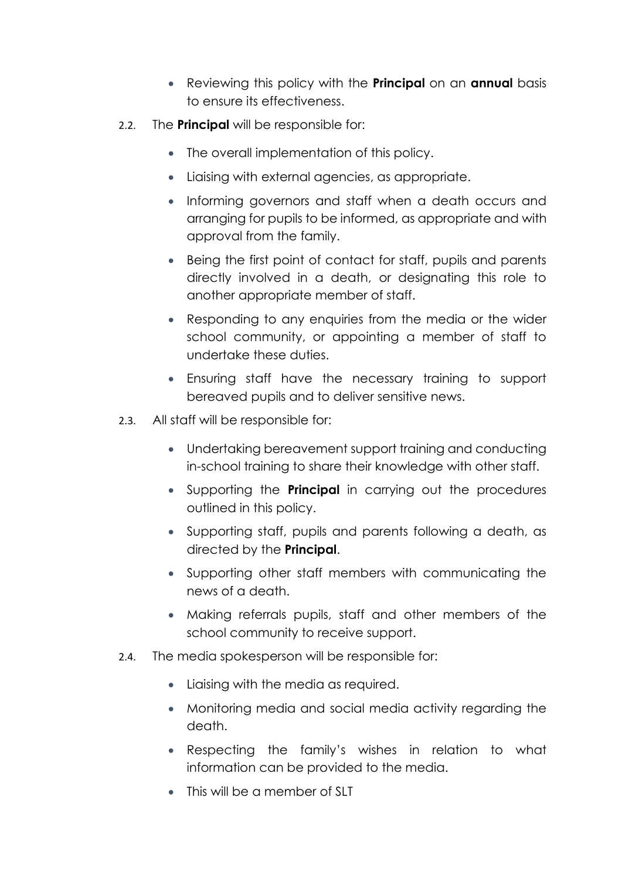- Reviewing this policy with the **Principal** on an **annual** basis to ensure its effectiveness.

2.2. The **Principal** will be responsible for:

- The overall implementation of this policy.
- Liaising with external agencies, as appropriate.
- Informing governors and staff when a death occurs and arranging for pupils to be informed, as appropriate and with approval from the family.
- Being the first point of contact for staff, pupils and parents directly involved in a death, or designating this role to another appropriate member of staff.
- Responding to any enquiries from the media or the wider school community, or appointing a member of staff to undertake these duties.
- Ensuring staff have the necessary training to support bereaved pupils and to deliver sensitive news.

2.3. All staff will be responsible for:

- Undertaking bereavement support training and conducting in-school training to share their knowledge with other staff.
- Supporting the **Principal** in carrying out the procedures outlined in this policy.
- Supporting staff, pupils and parents following a death, as directed by the **Principal**.
- Supporting other staff members with communicating the news of a death.
- Making referrals pupils, staff and other members of the school community to receive support.

2.4. The media spokesperson will be responsible for:

- Liaising with the media as required.
- Monitoring media and social media activity regarding the death.
- Respecting the family's wishes in relation to what information can be provided to the media.
- This will be a member of SLT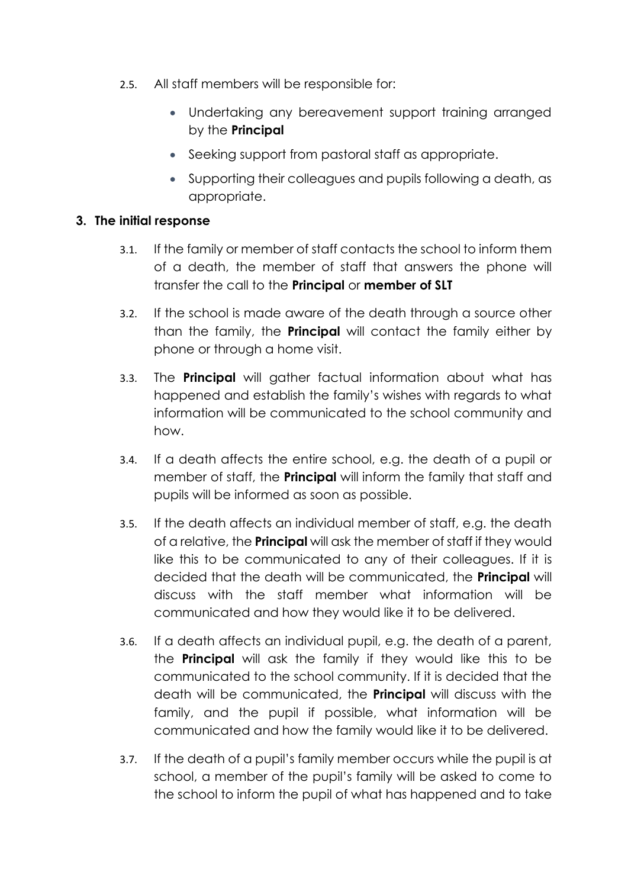2.5. All staff members will be responsible for:

- Undertaking any bereavement support training arranged by the **Principal**
- Seeking support from pastoral staff as appropriate.
- Supporting their colleagues and pupils following a death, as appropriate.

## 3. The initial response

3.1. If the family or member of staff contacts the school to inform them of a death, the member of staff that answers the phone will transfer the call to the **Principal** or **member of SLT**

3.2. If the school is made aware of the death through a source other than the family, the **Principal** will contact the family either by phone or through a home visit.

3.3. The **Principal** will gather factual information about what has happened and establish the family's wishes with regards to what information will be communicated to the school community and how.

3.4. If a death affects the entire school, e.g. the death of a pupil or member of staff, the **Principal** will inform the family that staff and pupils will be informed as soon as possible.

3.5. If the death affects an individual member of staff, e.g. the death of a relative, the **Principal** will ask the member of staff if they would like this to be communicated to any of their colleagues. If it is decided that the death will be communicated, the **Principal** will discuss with the staff member what information will be communicated and how they would like it to be delivered.

3.6. If a death affects an individual pupil, e.g. the death of a parent, the **Principal** will ask the family if they would like this to be communicated to the school community. If it is decided that the death will be communicated, the **Principal** will discuss with the family, and the pupil if possible, what information will be communicated and how the family would like it to be delivered.

3.7. If the death of a pupil's family member occurs while the pupil is at school, a member of the pupil's family will be asked to come to the school to inform the pupil of what has happened and to take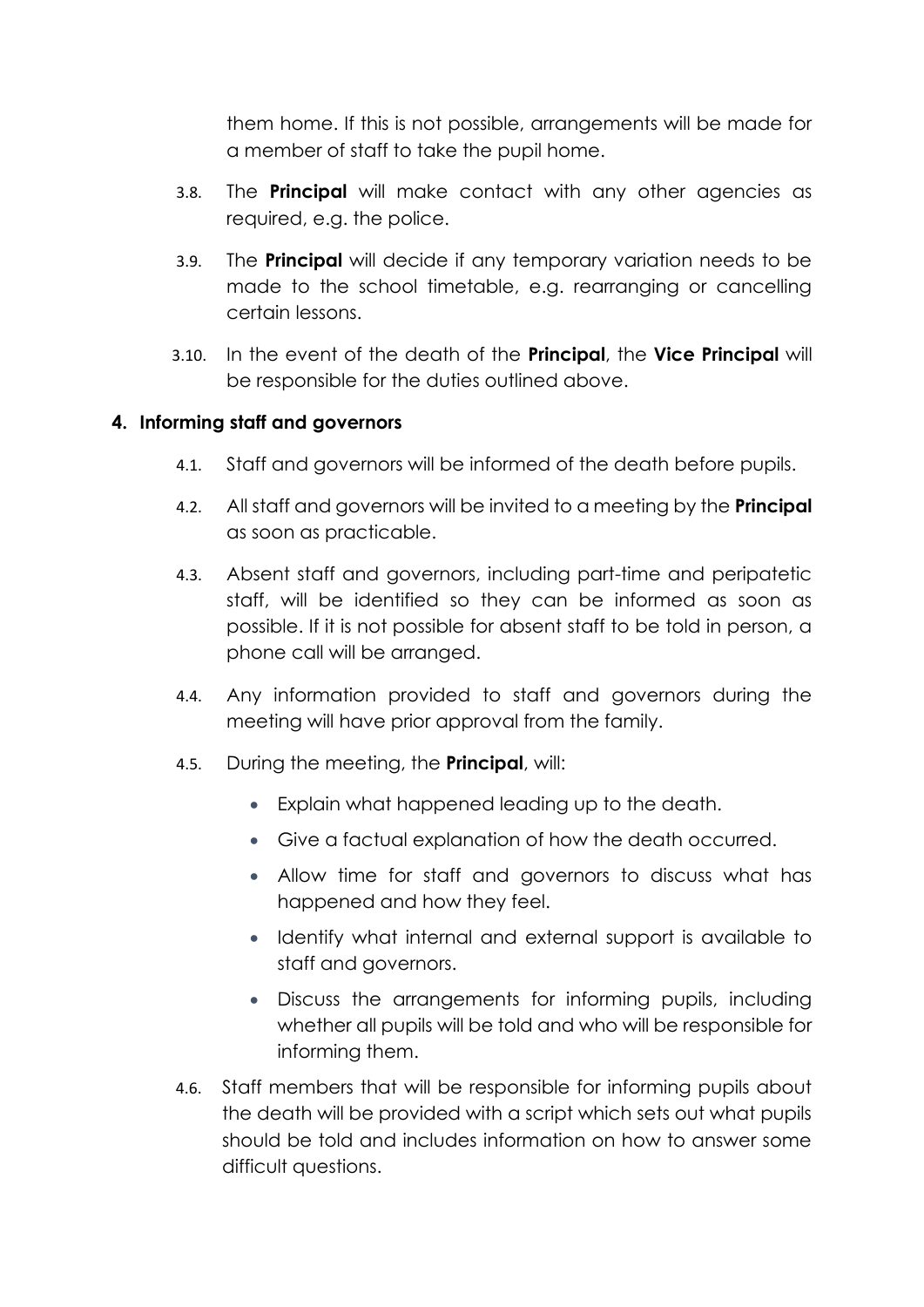them home. If this is not possible, arrangements will be made for a member of staff to take the pupil home.

3.8. The **Principal** will make contact with any other agencies as required, e.g. the police.

3.9. The **Principal** will decide if any temporary variation needs to be made to the school timetable, e.g. rearranging or cancelling certain lessons.

3.10. In the event of the death of the **Principal**, the **Vice Principal** will be responsible for the duties outlined above.

## 4. Informing staff and governors

4.1. Staff and governors will be informed of the death before pupils.

4.2. All staff and governors will be invited to a meeting by the **Principal** as soon as practicable.

4.3. Absent staff and governors, including part-time and peripatetic staff, will be identified so they can be informed as soon as possible. If it is not possible for absent staff to be told in person, a phone call will be arranged.

4.4. Any information provided to staff and governors during the meeting will have prior approval from the family.

4.5. During the meeting, the **Principal**, will:

- Explain what happened leading up to the death.
- Give a factual explanation of how the death occurred.
- Allow time for staff and governors to discuss what has happened and how they feel.
- Identify what internal and external support is available to staff and governors.
- Discuss the arrangements for informing pupils, including whether all pupils will be told and who will be responsible for informing them.

4.6. Staff members that will be responsible for informing pupils about the death will be provided with a script which sets out what pupils should be told and includes information on how to answer some difficult questions.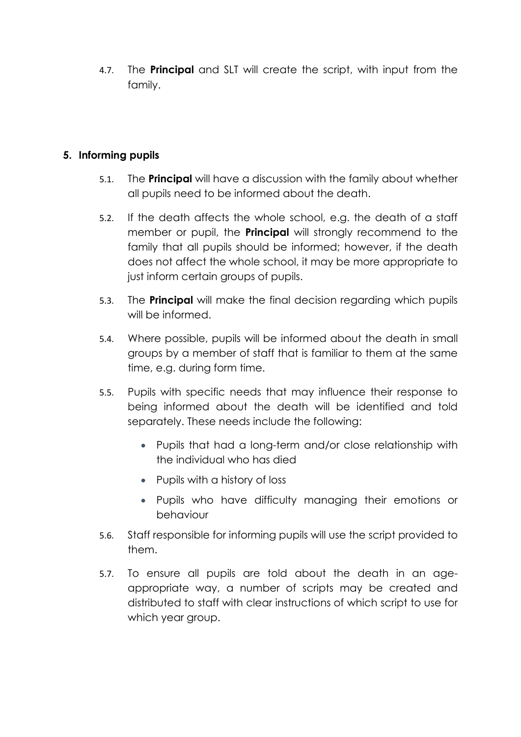4.7. The **Principal** and SLT will create the script, with input from the family.

## 5. Informing pupils

5.1. The **Principal** will have a discussion with the family about whether all pupils need to be informed about the death.

5.2. If the death affects the whole school, e.g. the death of a staff member or pupil, the **Principal** will strongly recommend to the family that all pupils should be informed; however, if the death does not affect the whole school, it may be more appropriate to just inform certain groups of pupils.

5.3. The **Principal** will make the final decision regarding which pupils will be informed.

5.4. Where possible, pupils will be informed about the death in small groups by a member of staff that is familiar to them at the same time, e.g. during form time.

5.5. Pupils with specific needs that may influence their response to being informed about the death will be identified and told separately. These needs include the following:

- Pupils that had a long-term and/or close relationship with the individual who has died
- Pupils with a history of loss
- Pupils who have difficulty managing their emotions or behaviour

5.6. Staff responsible for informing pupils will use the script provided to them.

5.7. To ensure all pupils are told about the death in an age-appropriate way, a number of scripts may be created and distributed to staff with clear instructions of which script to use for which year group.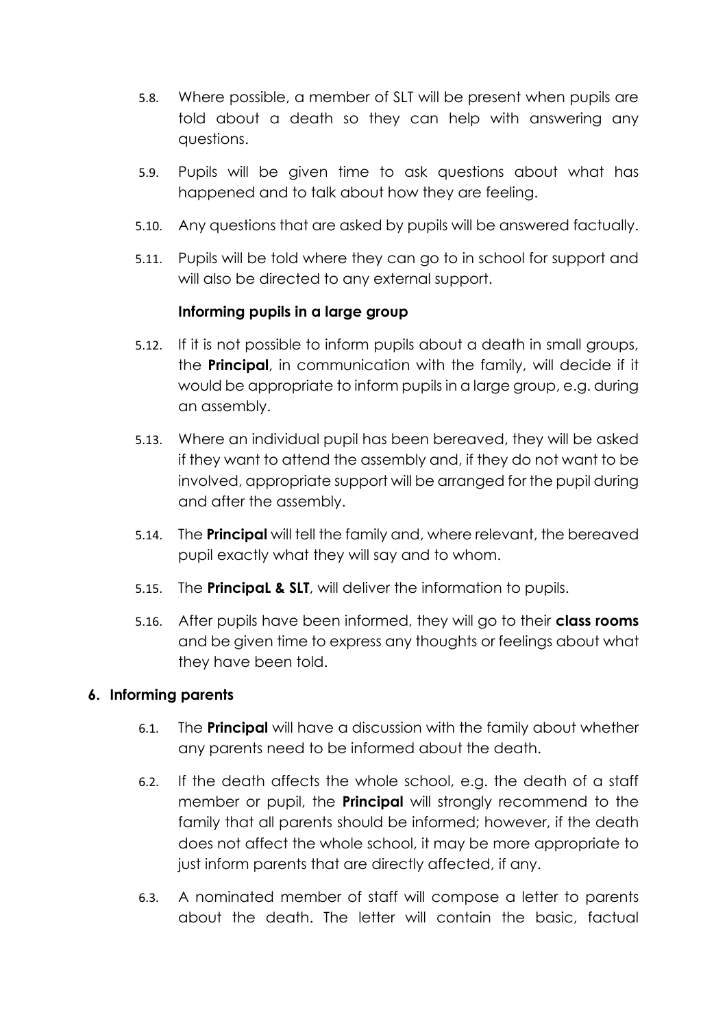5.8. Where possible, a member of SLT will be present when pupils are told about a death so they can help with answering any questions.

5.9. Pupils will be given time to ask questions about what has happened and to talk about how they are feeling.

5.10. Any questions that are asked by pupils will be answered factually.

5.11. Pupils will be told where they can go to in school for support and will also be directed to any external support.

**Informing pupils in a large group**

5.12. If it is not possible to inform pupils about a death in small groups, the **Principal**, in communication with the family, will decide if it would be appropriate to inform pupils in a large group, e.g. during an assembly.

5.13. Where an individual pupil has been bereaved, they will be asked if they want to attend the assembly and, if they do not want to be involved, appropriate support will be arranged for the pupil during and after the assembly.

5.14. The **Principal** will tell the family and, where relevant, the bereaved pupil exactly what they will say and to whom.

5.15. The **PrincipaL & SLT**, will deliver the information to pupils.

5.16. After pupils have been informed, they will go to their **class rooms** and be given time to express any thoughts or feelings about what they have been told.

## 6. Informing parents

6.1. The **Principal** will have a discussion with the family about whether any parents need to be informed about the death.

6.2. If the death affects the whole school, e.g. the death of a staff member or pupil, the **Principal** will strongly recommend to the family that all parents should be informed; however, if the death does not affect the whole school, it may be more appropriate to just inform parents that are directly affected, if any.

6.3. A nominated member of staff will compose a letter to parents about the death. The letter will contain the basic, factual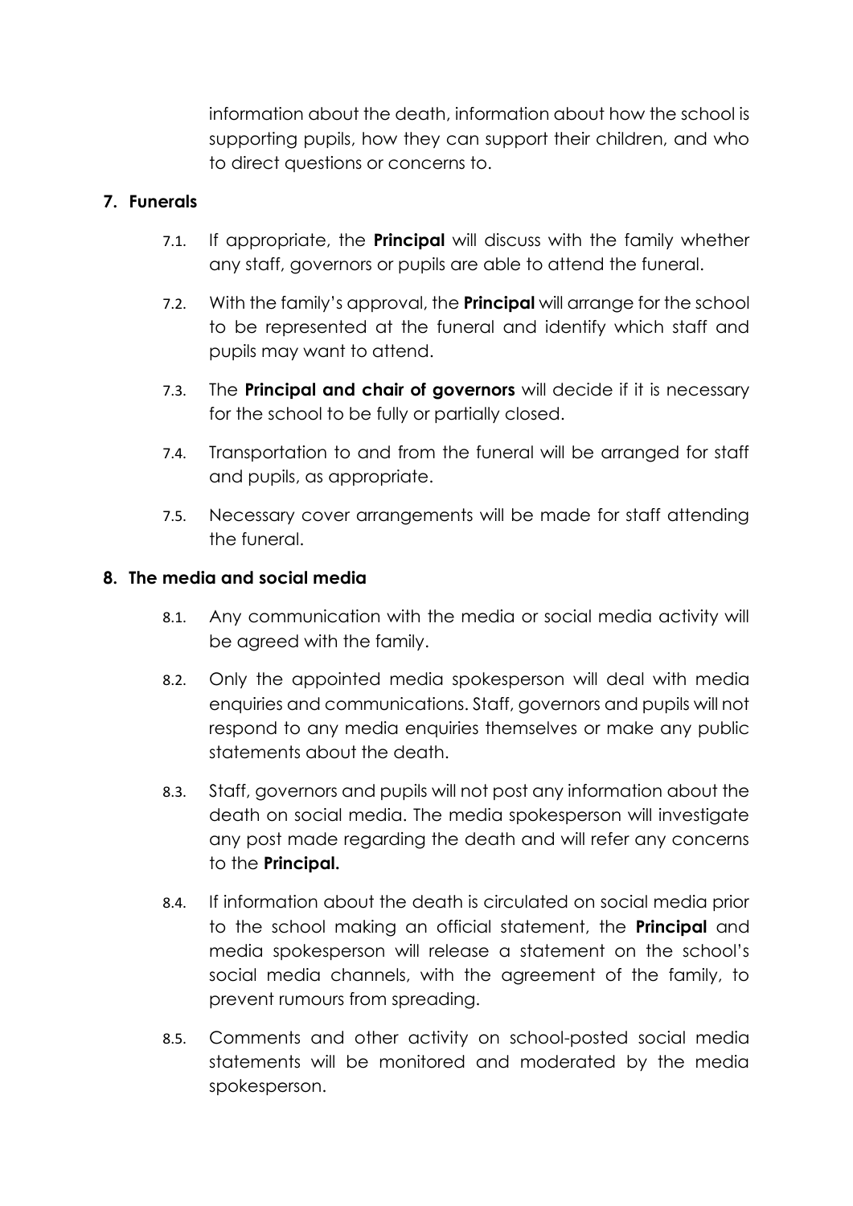information about the death, information about how the school is supporting pupils, how they can support their children, and who to direct questions or concerns to.

## 7. Funerals

7.1. If appropriate, the **Principal** will discuss with the family whether any staff, governors or pupils are able to attend the funeral.

7.2. With the family's approval, the **Principal** will arrange for the school to be represented at the funeral and identify which staff and pupils may want to attend.

7.3. The **Principal and chair of governors** will decide if it is necessary for the school to be fully or partially closed.

7.4. Transportation to and from the funeral will be arranged for staff and pupils, as appropriate.

7.5. Necessary cover arrangements will be made for staff attending the funeral.

## 8. The media and social media

8.1. Any communication with the media or social media activity will be agreed with the family.

8.2. Only the appointed media spokesperson will deal with media enquiries and communications. Staff, governors and pupils will not respond to any media enquiries themselves or make any public statements about the death.

8.3. Staff, governors and pupils will not post any information about the death on social media. The media spokesperson will investigate any post made regarding the death and will refer any concerns to the **Principal.**

8.4. If information about the death is circulated on social media prior to the school making an official statement, the **Principal** and media spokesperson will release a statement on the school's social media channels, with the agreement of the family, to prevent rumours from spreading.

8.5. Comments and other activity on school-posted social media statements will be monitored and moderated by the media spokesperson.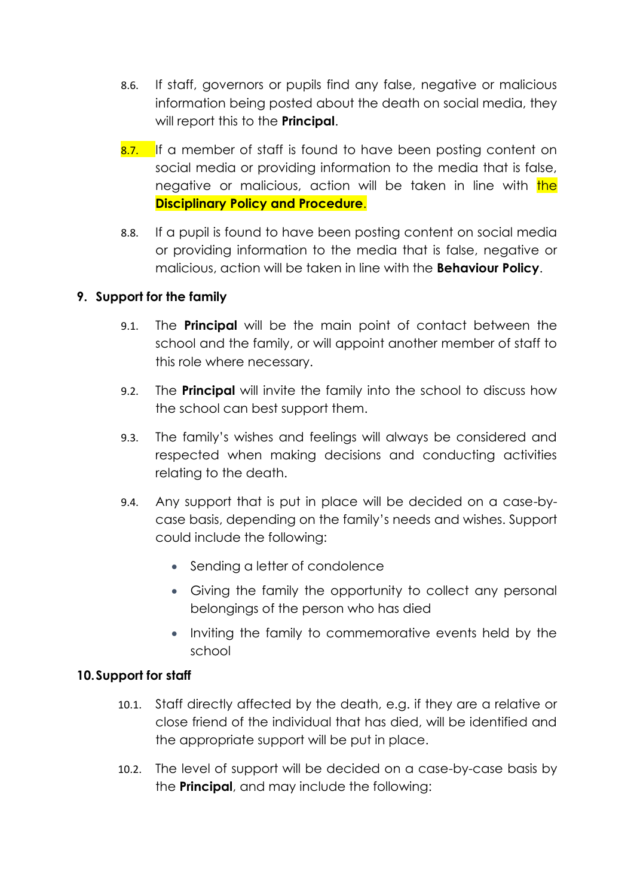8.6. If staff, governors or pupils find any false, negative or malicious information being posted about the death on social media, they will report this to the **Principal**.

8.7. If a member of staff is found to have been posting content on social media or providing information to the media that is false, negative or malicious, action will be taken in line with the **Disciplinary Policy and Procedure**.

8.8. If a pupil is found to have been posting content on social media or providing information to the media that is false, negative or malicious, action will be taken in line with the **Behaviour Policy**.

## 9. Support for the family

9.1. The **Principal** will be the main point of contact between the school and the family, or will appoint another member of staff to this role where necessary.

9.2. The **Principal** will invite the family into the school to discuss how the school can best support them.

9.3. The family's wishes and feelings will always be considered and respected when making decisions and conducting activities relating to the death.

9.4. Any support that is put in place will be decided on a case-by-case basis, depending on the family's needs and wishes. Support could include the following:

- Sending a letter of condolence
- Giving the family the opportunity to collect any personal belongings of the person who has died
- Inviting the family to commemorative events held by the school

## 10. Support for staff

10.1. Staff directly affected by the death, e.g. if they are a relative or close friend of the individual that has died, will be identified and the appropriate support will be put in place.

10.2. The level of support will be decided on a case-by-case basis by the **Principal**, and may include the following: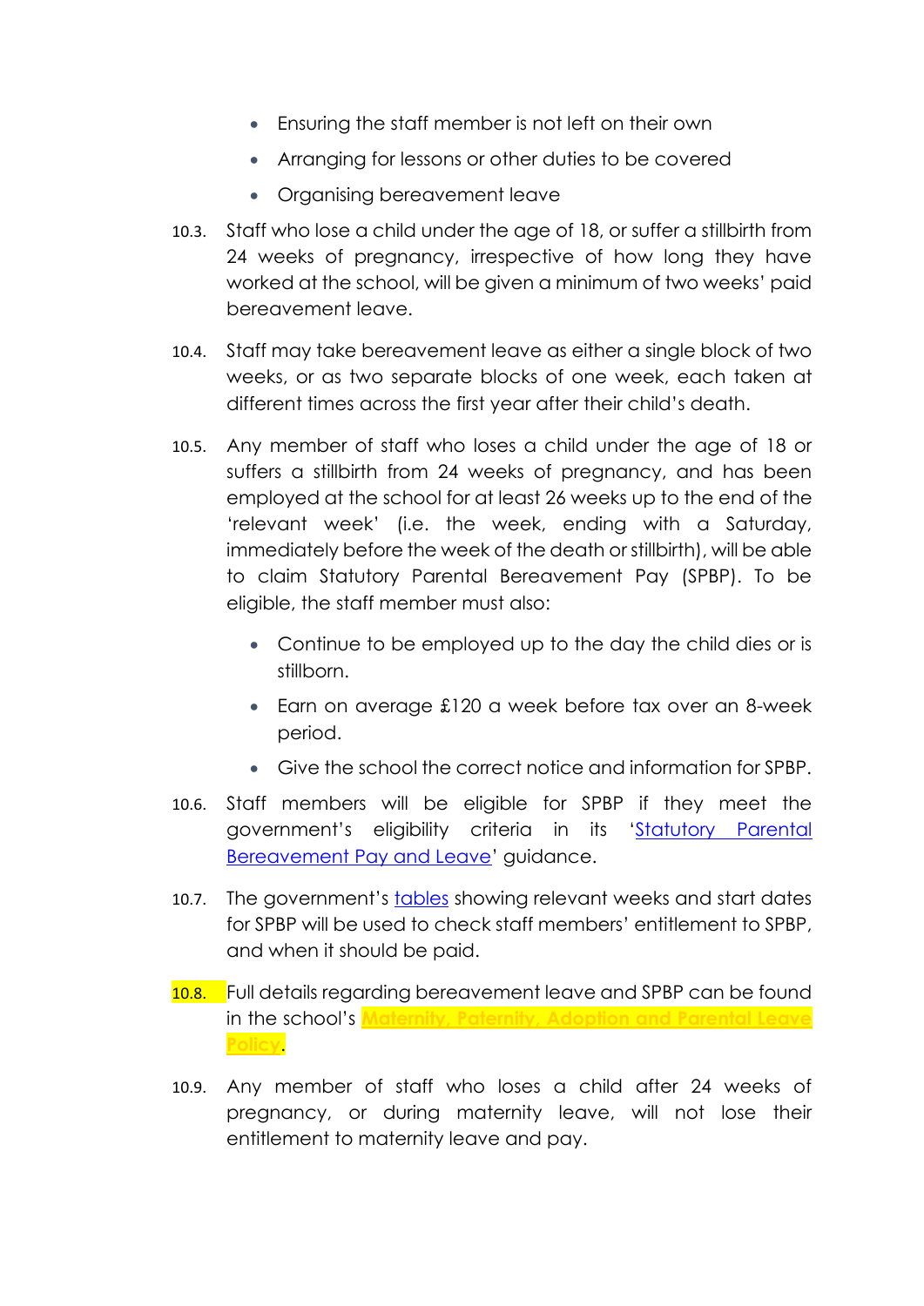- Ensuring the staff member is not left on their own
- Arranging for lessons or other duties to be covered
- Organising bereavement leave

10.3. Staff who lose a child under the age of 18, or suffer a stillbirth from 24 weeks of pregnancy, irrespective of how long they have worked at the school, will be given a minimum of two weeks' paid bereavement leave.

10.4. Staff may take bereavement leave as either a single block of two weeks, or as two separate blocks of one week, each taken at different times across the first year after their child's death.

10.5. Any member of staff who loses a child under the age of 18 or suffers a stillbirth from 24 weeks of pregnancy, and has been employed at the school for at least 26 weeks up to the end of the 'relevant week' (i.e. the week, ending with a Saturday, immediately before the week of the death or stillbirth), will be able to claim Statutory Parental Bereavement Pay (SPBP). To be eligible, the staff member must also:

- Continue to be employed up to the day the child dies or is stillborn.
- Earn on average £120 a week before tax over an 8-week period.
- Give the school the correct notice and information for SPBP.

10.6. Staff members will be eligible for SPBP if they meet the government's eligibility criteria in its 'Statutory Parental Bereavement Pay and Leave' guidance.

10.7. The government's tables showing relevant weeks and start dates for SPBP will be used to check staff members' entitlement to SPBP, and when it should be paid.

10.8. Full details regarding bereavement leave and SPBP can be found in the school's **Maternity, Paternity, Adoption and Parental Leave Policy**.

10.9. Any member of staff who loses a child after 24 weeks of pregnancy, or during maternity leave, will not lose their entitlement to maternity leave and pay.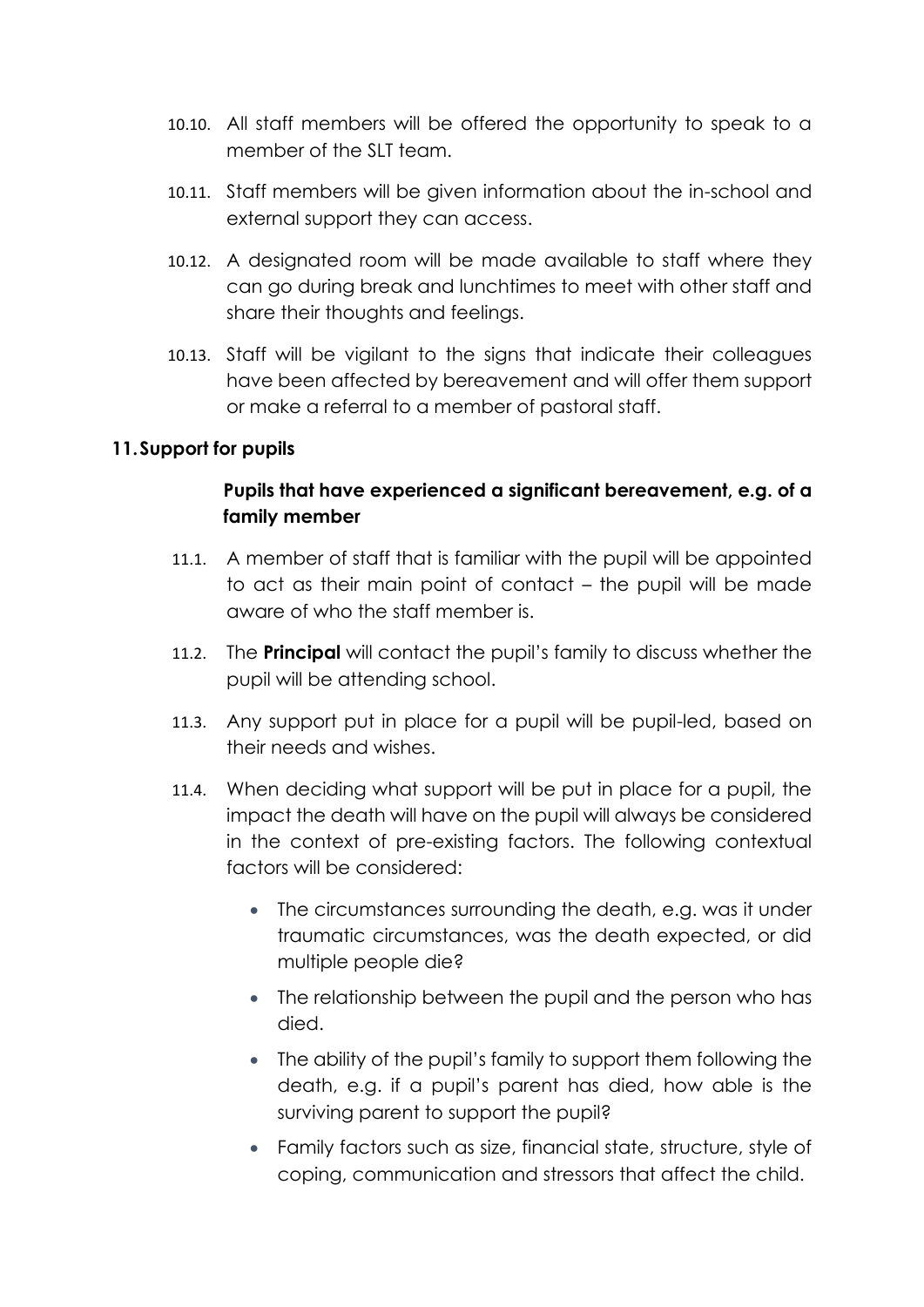10.10. All staff members will be offered the opportunity to speak to a member of the SLT team.

10.11. Staff members will be given information about the in-school and external support they can access.

10.12. A designated room will be made available to staff where they can go during break and lunchtimes to meet with other staff and share their thoughts and feelings.

10.13. Staff will be vigilant to the signs that indicate their colleagues have been affected by bereavement and will offer them support or make a referral to a member of pastoral staff.

## 11. Support for pupils

### Pupils that have experienced a significant bereavement, e.g. of a family member

11.1. A member of staff that is familiar with the pupil will be appointed to act as their main point of contact – the pupil will be made aware of who the staff member is.

11.2. The **Principal** will contact the pupil's family to discuss whether the pupil will be attending school.

11.3. Any support put in place for a pupil will be pupil-led, based on their needs and wishes.

11.4. When deciding what support will be put in place for a pupil, the impact the death will have on the pupil will always be considered in the context of pre-existing factors. The following contextual factors will be considered:

- The circumstances surrounding the death, e.g. was it under traumatic circumstances, was the death expected, or did multiple people die?
- The relationship between the pupil and the person who has died.
- The ability of the pupil's family to support them following the death, e.g. if a pupil's parent has died, how able is the surviving parent to support the pupil?
- Family factors such as size, financial state, structure, style of coping, communication and stressors that affect the child.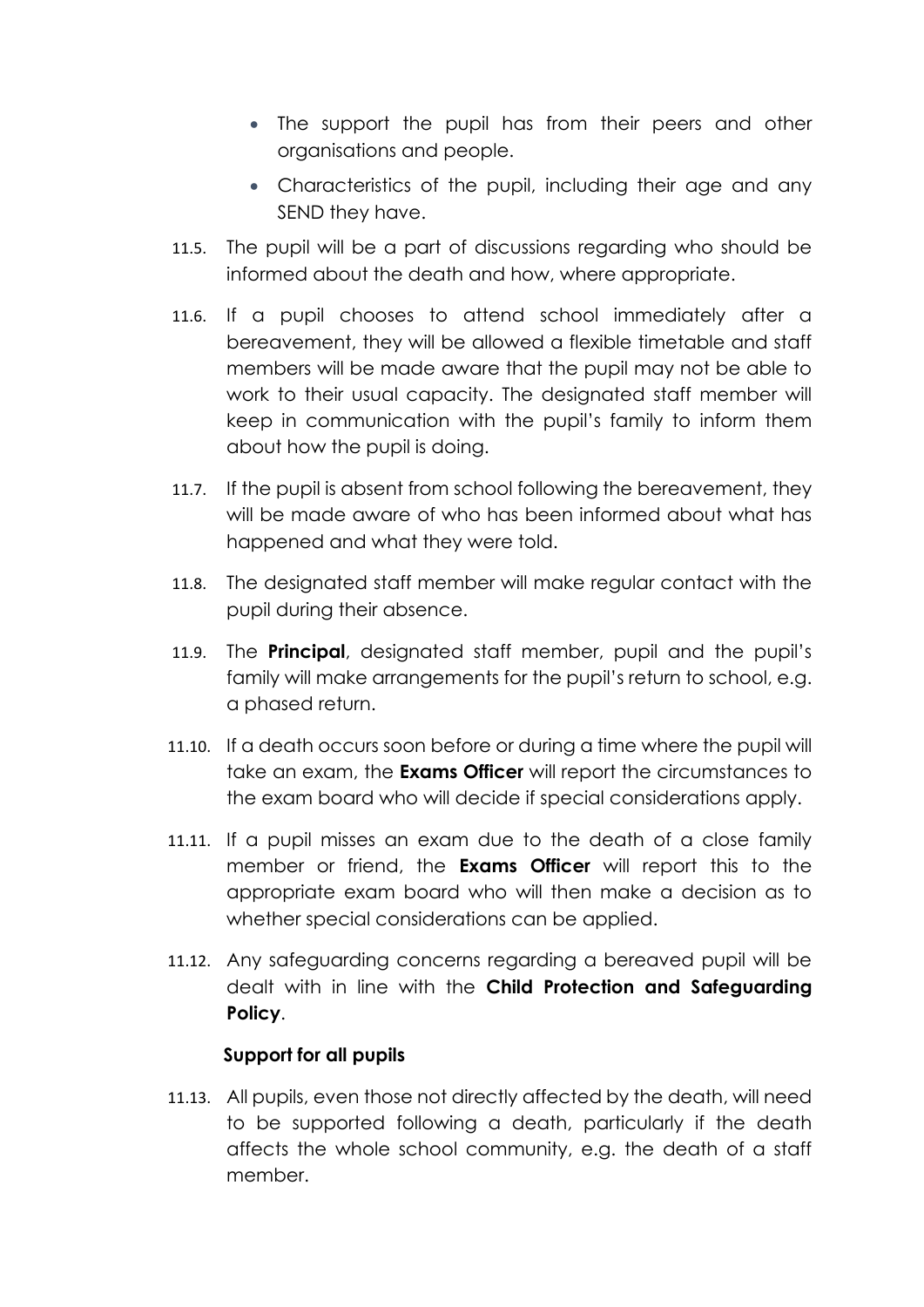- The support the pupil has from their peers and other organisations and people.
- Characteristics of the pupil, including their age and any SEND they have.

11.5. The pupil will be a part of discussions regarding who should be informed about the death and how, where appropriate.

11.6. If a pupil chooses to attend school immediately after a bereavement, they will be allowed a flexible timetable and staff members will be made aware that the pupil may not be able to work to their usual capacity. The designated staff member will keep in communication with the pupil's family to inform them about how the pupil is doing.

11.7. If the pupil is absent from school following the bereavement, they will be made aware of who has been informed about what has happened and what they were told.

11.8. The designated staff member will make regular contact with the pupil during their absence.

11.9. The **Principal**, designated staff member, pupil and the pupil's family will make arrangements for the pupil's return to school, e.g. a phased return.

11.10. If a death occurs soon before or during a time where the pupil will take an exam, the **Exams Officer** will report the circumstances to the exam board who will decide if special considerations apply.

11.11. If a pupil misses an exam due to the death of a close family member or friend, the **Exams Officer** will report this to the appropriate exam board who will then make a decision as to whether special considerations can be applied.

11.12. Any safeguarding concerns regarding a bereaved pupil will be dealt with in line with the **Child Protection and Safeguarding Policy**.

**Support for all pupils**

11.13. All pupils, even those not directly affected by the death, will need to be supported following a death, particularly if the death affects the whole school community, e.g. the death of a staff member.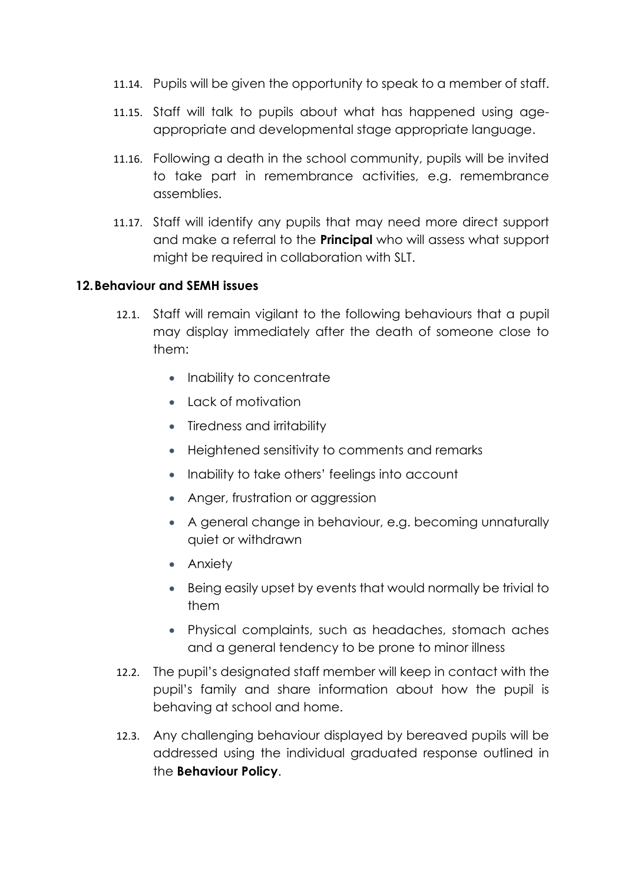11.14. Pupils will be given the opportunity to speak to a member of staff.

11.15. Staff will talk to pupils about what has happened using age-appropriate and developmental stage appropriate language.

11.16. Following a death in the school community, pupils will be invited to take part in remembrance activities, e.g. remembrance assemblies.

11.17. Staff will identify any pupils that may need more direct support and make a referral to the **Principal** who will assess what support might be required in collaboration with SLT.

## 12. Behaviour and SEMH issues

12.1. Staff will remain vigilant to the following behaviours that a pupil may display immediately after the death of someone close to them:

- Inability to concentrate
- Lack of motivation
- Tiredness and irritability
- Heightened sensitivity to comments and remarks
- Inability to take others' feelings into account
- Anger, frustration or aggression
- A general change in behaviour, e.g. becoming unnaturally quiet or withdrawn
- Anxiety
- Being easily upset by events that would normally be trivial to them
- Physical complaints, such as headaches, stomach aches and a general tendency to be prone to minor illness

12.2. The pupil's designated staff member will keep in contact with the pupil's family and share information about how the pupil is behaving at school and home.

12.3. Any challenging behaviour displayed by bereaved pupils will be addressed using the individual graduated response outlined in the **Behaviour Policy**.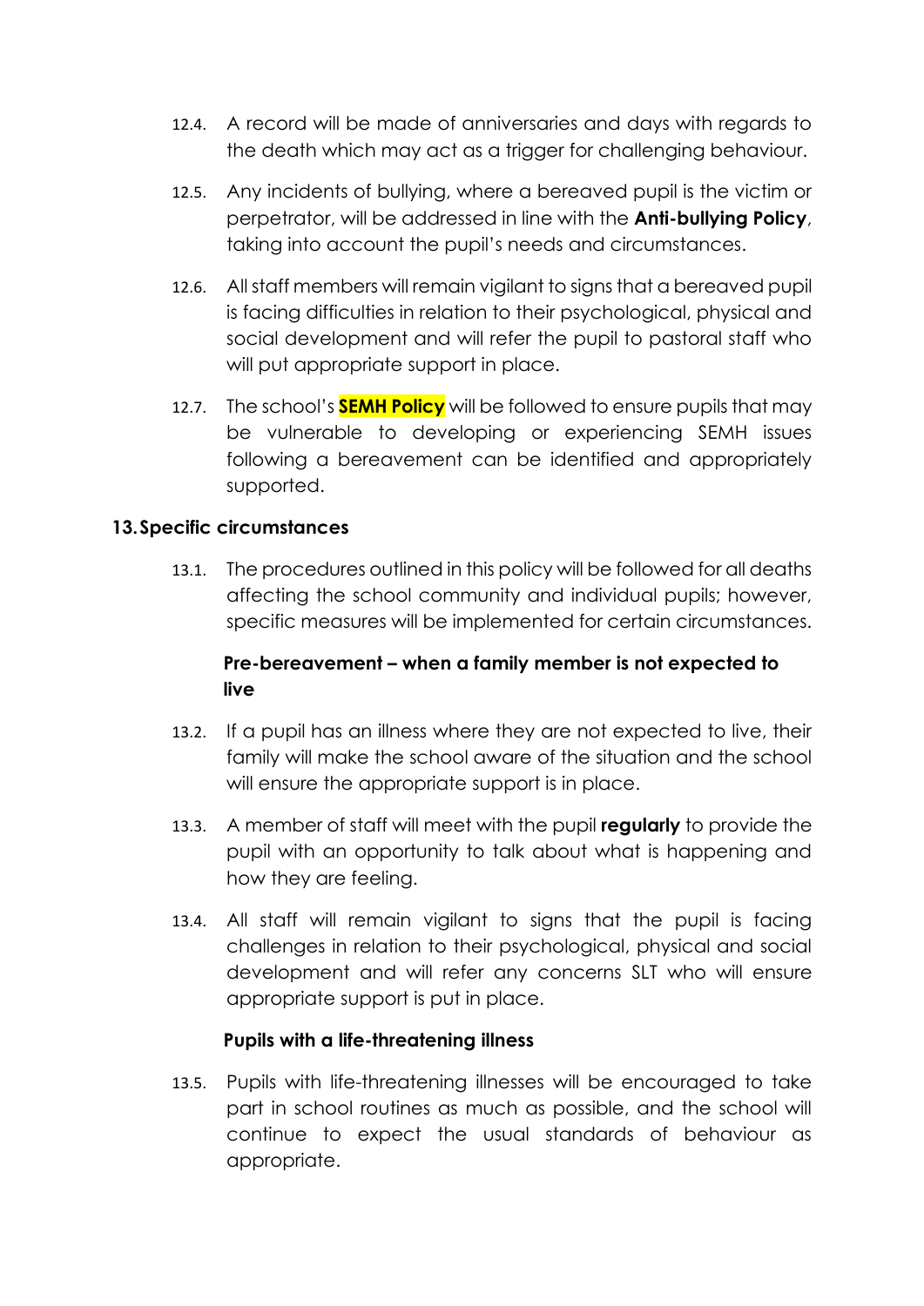12.4. A record will be made of anniversaries and days with regards to the death which may act as a trigger for challenging behaviour.

12.5. Any incidents of bullying, where a bereaved pupil is the victim or perpetrator, will be addressed in line with the **Anti-bullying Policy**, taking into account the pupil's needs and circumstances.

12.6. All staff members will remain vigilant to signs that a bereaved pupil is facing difficulties in relation to their psychological, physical and social development and will refer the pupil to pastoral staff who will put appropriate support in place.

12.7. The school's **SEMH Policy** will be followed to ensure pupils that may be vulnerable to developing or experiencing SEMH issues following a bereavement can be identified and appropriately supported.

## 13. Specific circumstances

13.1. The procedures outlined in this policy will be followed for all deaths affecting the school community and individual pupils; however, specific measures will be implemented for certain circumstances.

### Pre-bereavement – when a family member is not expected to live

13.2. If a pupil has an illness where they are not expected to live, their family will make the school aware of the situation and the school will ensure the appropriate support is in place.

13.3. A member of staff will meet with the pupil **regularly** to provide the pupil with an opportunity to talk about what is happening and how they are feeling.

13.4. All staff will remain vigilant to signs that the pupil is facing challenges in relation to their psychological, physical and social development and will refer any concerns SLT who will ensure appropriate support is put in place.

### Pupils with a life-threatening illness

13.5. Pupils with life-threatening illnesses will be encouraged to take part in school routines as much as possible, and the school will continue to expect the usual standards of behaviour as appropriate.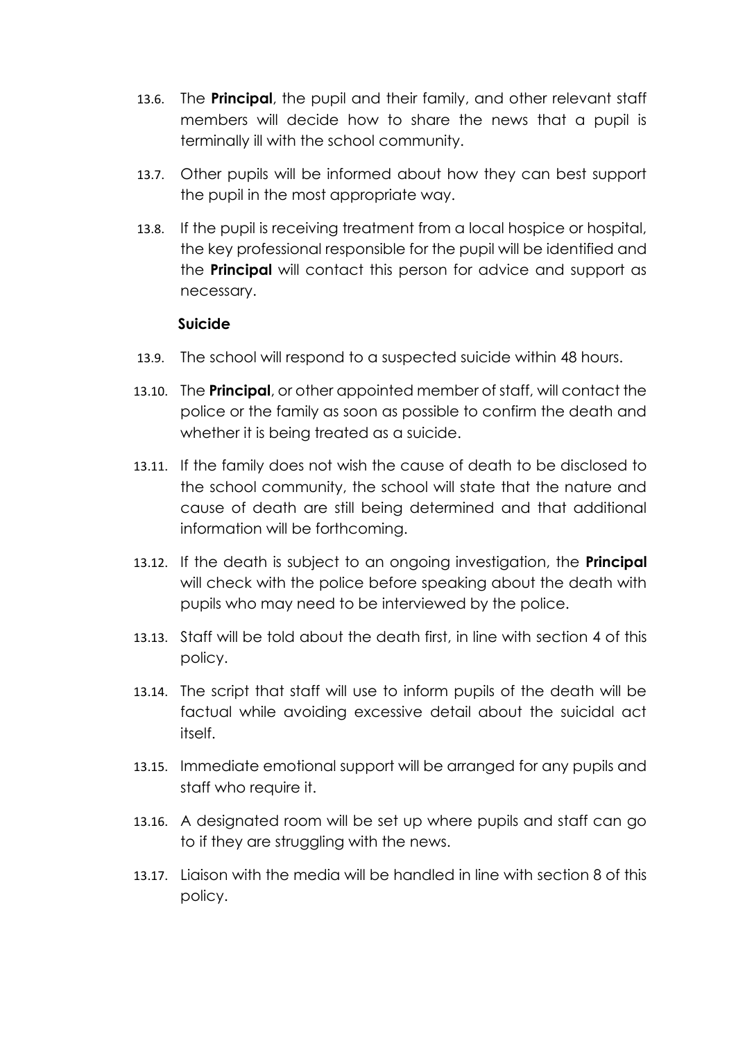13.6. The **Principal**, the pupil and their family, and other relevant staff members will decide how to share the news that a pupil is terminally ill with the school community.

13.7. Other pupils will be informed about how they can best support the pupil in the most appropriate way.

13.8. If the pupil is receiving treatment from a local hospice or hospital, the key professional responsible for the pupil will be identified and the **Principal** will contact this person for advice and support as necessary.

**Suicide**

13.9. The school will respond to a suspected suicide within 48 hours.

13.10. The **Principal**, or other appointed member of staff, will contact the police or the family as soon as possible to confirm the death and whether it is being treated as a suicide.

13.11. If the family does not wish the cause of death to be disclosed to the school community, the school will state that the nature and cause of death are still being determined and that additional information will be forthcoming.

13.12. If the death is subject to an ongoing investigation, the **Principal** will check with the police before speaking about the death with pupils who may need to be interviewed by the police.

13.13. Staff will be told about the death first, in line with section 4 of this policy.

13.14. The script that staff will use to inform pupils of the death will be factual while avoiding excessive detail about the suicidal act itself.

13.15. Immediate emotional support will be arranged for any pupils and staff who require it.

13.16. A designated room will be set up where pupils and staff can go to if they are struggling with the news.

13.17. Liaison with the media will be handled in line with section 8 of this policy.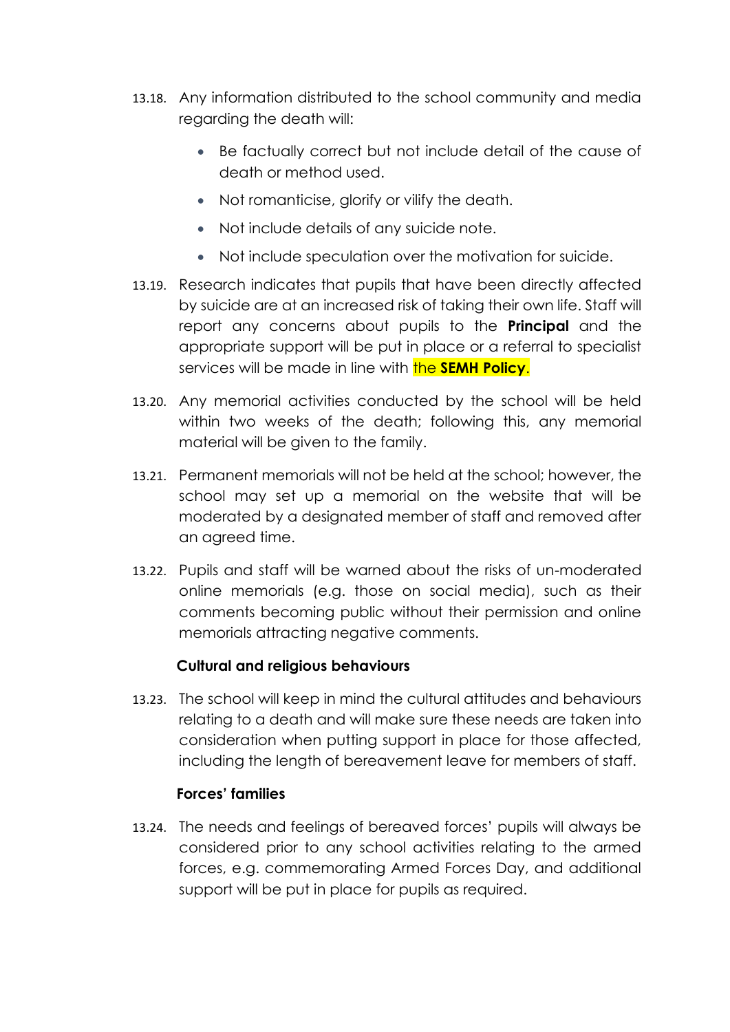13.18. Any information distributed to the school community and media regarding the death will:

- Be factually correct but not include detail of the cause of death or method used.
- Not romanticise, glorify or vilify the death.
- Not include details of any suicide note.
- Not include speculation over the motivation for suicide.

13.19. Research indicates that pupils that have been directly affected by suicide are at an increased risk of taking their own life. Staff will report any concerns about pupils to the **Principal** and the appropriate support will be put in place or a referral to specialist services will be made in line with the **SEMH Policy**.

13.20. Any memorial activities conducted by the school will be held within two weeks of the death; following this, any memorial material will be given to the family.

13.21. Permanent memorials will not be held at the school; however, the school may set up a memorial on the website that will be moderated by a designated member of staff and removed after an agreed time.

13.22. Pupils and staff will be warned about the risks of un-moderated online memorials (e.g. those on social media), such as their comments becoming public without their permission and online memorials attracting negative comments.

**Cultural and religious behaviours**

13.23. The school will keep in mind the cultural attitudes and behaviours relating to a death and will make sure these needs are taken into consideration when putting support in place for those affected, including the length of bereavement leave for members of staff.

**Forces' families**

13.24. The needs and feelings of bereaved forces' pupils will always be considered prior to any school activities relating to the armed forces, e.g. commemorating Armed Forces Day, and additional support will be put in place for pupils as required.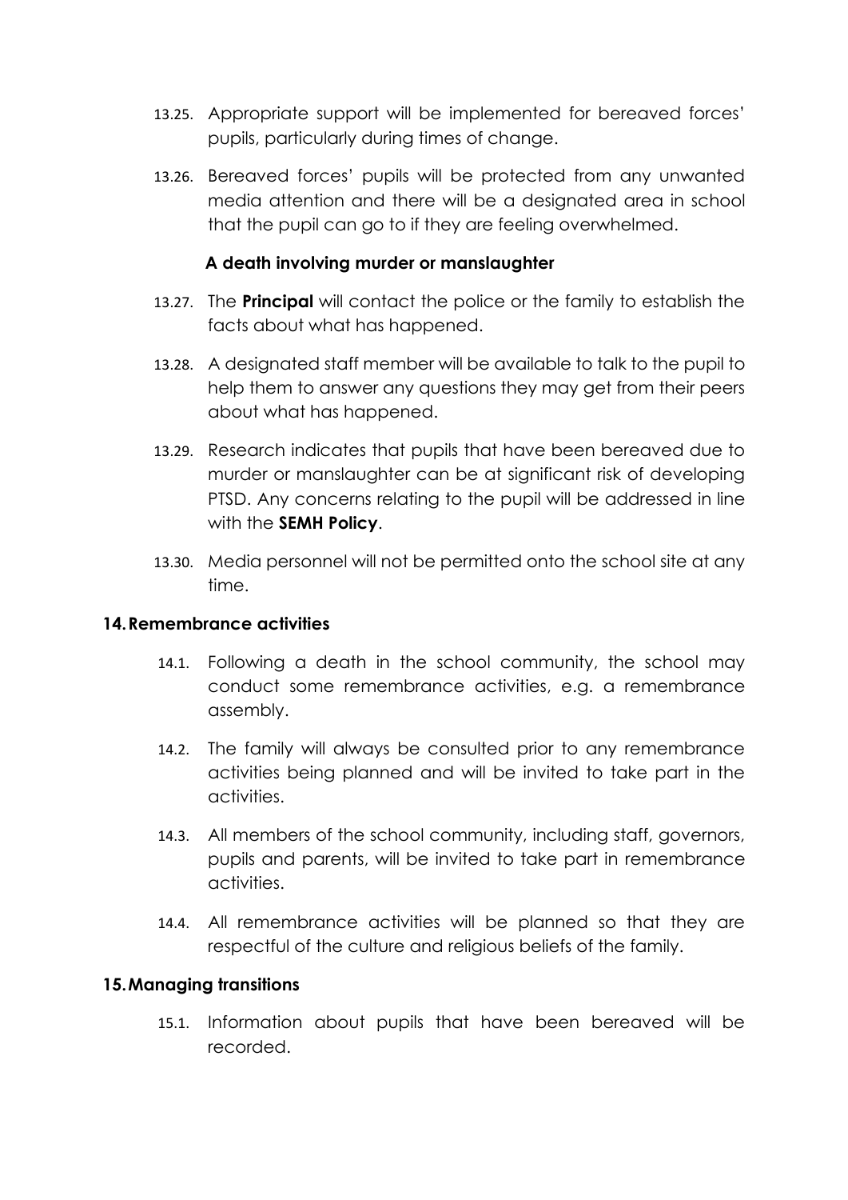13.25. Appropriate support will be implemented for bereaved forces' pupils, particularly during times of change.

13.26. Bereaved forces' pupils will be protected from any unwanted media attention and there will be a designated area in school that the pupil can go to if they are feeling overwhelmed.

**A death involving murder or manslaughter**

13.27. The **Principal** will contact the police or the family to establish the facts about what has happened.

13.28. A designated staff member will be available to talk to the pupil to help them to answer any questions they may get from their peers about what has happened.

13.29. Research indicates that pupils that have been bereaved due to murder or manslaughter can be at significant risk of developing PTSD. Any concerns relating to the pupil will be addressed in line with the **SEMH Policy**.

13.30. Media personnel will not be permitted onto the school site at any time.

## 14. Remembrance activities

14.1. Following a death in the school community, the school may conduct some remembrance activities, e.g. a remembrance assembly.

14.2. The family will always be consulted prior to any remembrance activities being planned and will be invited to take part in the activities.

14.3. All members of the school community, including staff, governors, pupils and parents, will be invited to take part in remembrance activities.

14.4. All remembrance activities will be planned so that they are respectful of the culture and religious beliefs of the family.

## 15. Managing transitions

15.1. Information about pupils that have been bereaved will be recorded.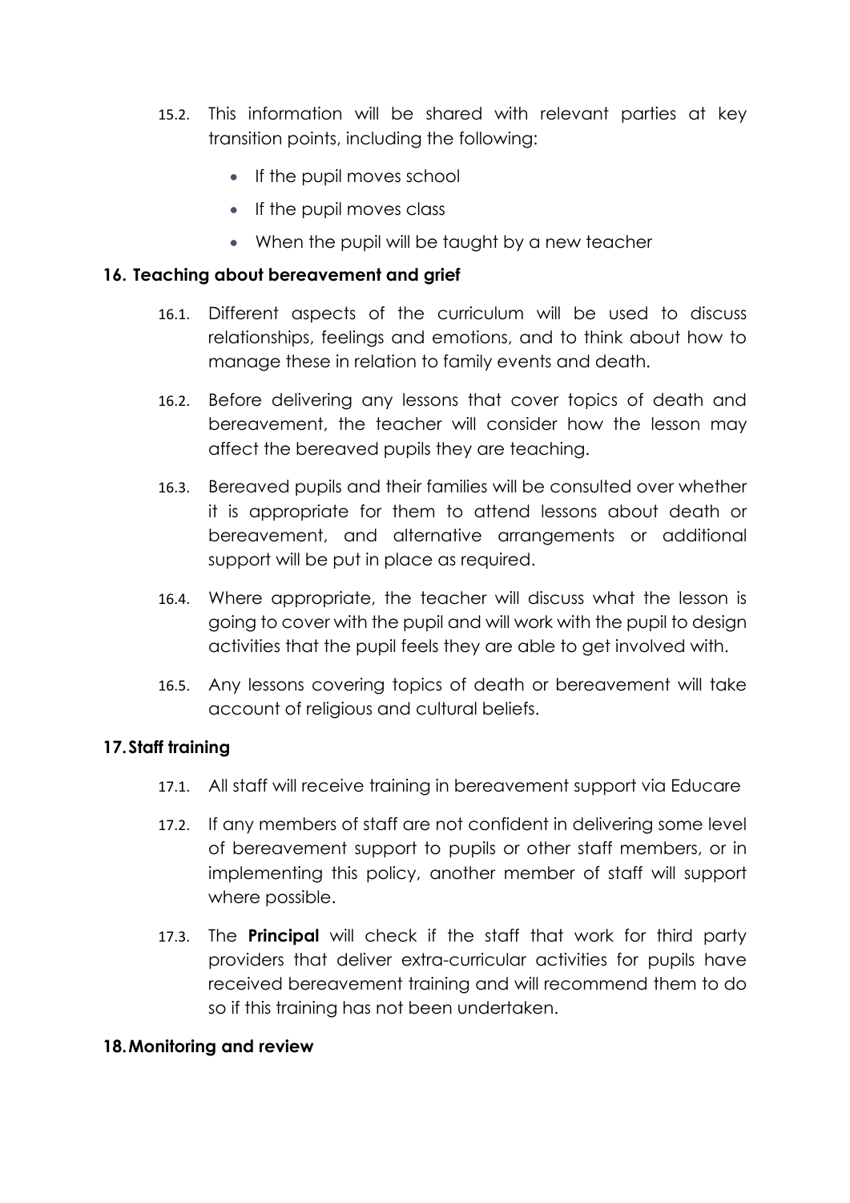15.2. This information will be shared with relevant parties at key transition points, including the following:

- If the pupil moves school
- If the pupil moves class
- When the pupil will be taught by a new teacher

## 16. Teaching about bereavement and grief

16.1. Different aspects of the curriculum will be used to discuss relationships, feelings and emotions, and to think about how to manage these in relation to family events and death.

16.2. Before delivering any lessons that cover topics of death and bereavement, the teacher will consider how the lesson may affect the bereaved pupils they are teaching.

16.3. Bereaved pupils and their families will be consulted over whether it is appropriate for them to attend lessons about death or bereavement, and alternative arrangements or additional support will be put in place as required.

16.4. Where appropriate, the teacher will discuss what the lesson is going to cover with the pupil and will work with the pupil to design activities that the pupil feels they are able to get involved with.

16.5. Any lessons covering topics of death or bereavement will take account of religious and cultural beliefs.

## 17. Staff training

17.1. All staff will receive training in bereavement support via Educare

17.2. If any members of staff are not confident in delivering some level of bereavement support to pupils or other staff members, or in implementing this policy, another member of staff will support where possible.

17.3. The **Principal** will check if the staff that work for third party providers that deliver extra-curricular activities for pupils have received bereavement training and will recommend them to do so if this training has not been undertaken.

## 18. Monitoring and review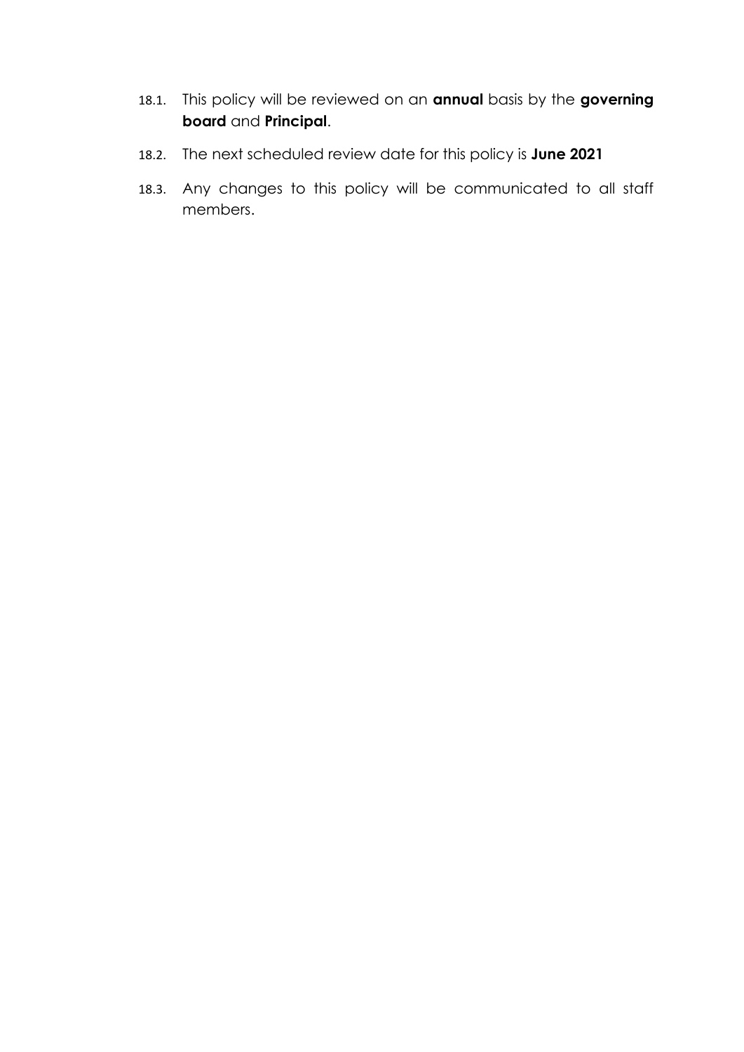18.1. This policy will be reviewed on an **annual** basis by the **governing board** and **Principal**.

18.2. The next scheduled review date for this policy is **June 2021**

18.3. Any changes to this policy will be communicated to all staff members.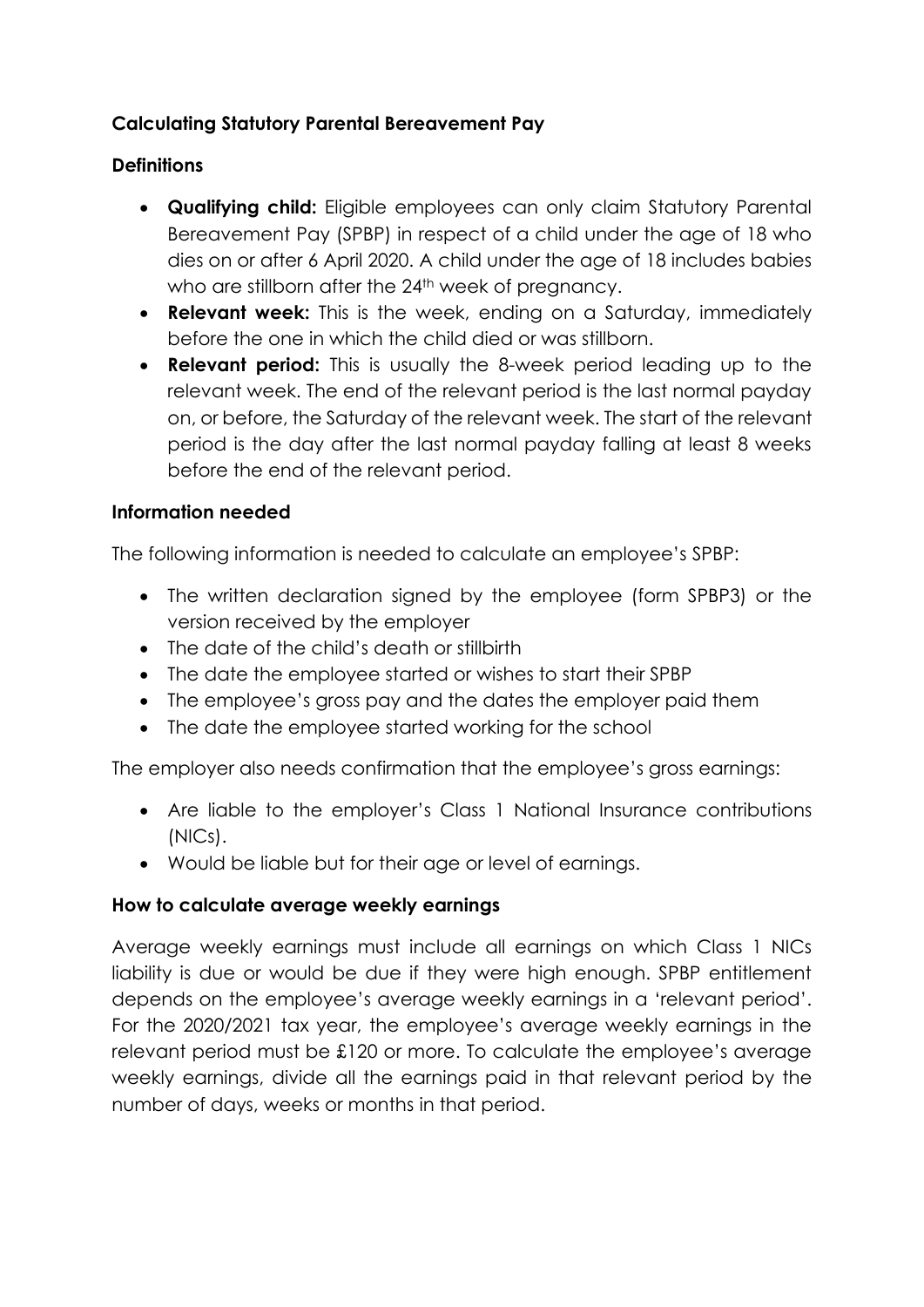## Calculating Statutory Parental Bereavement Pay

### Definitions

- **Qualifying child:** Eligible employees can only claim Statutory Parental Bereavement Pay (SPBP) in respect of a child under the age of 18 who dies on or after 6 April 2020. A child under the age of 18 includes babies who are stillborn after the 24th week of pregnancy.
- **Relevant week:** This is the week, ending on a Saturday, immediately before the one in which the child died or was stillborn.
- **Relevant period:** This is usually the 8-week period leading up to the relevant week. The end of the relevant period is the last normal payday on, or before, the Saturday of the relevant week. The start of the relevant period is the day after the last normal payday falling at least 8 weeks before the end of the relevant period.

### Information needed

The following information is needed to calculate an employee's SPBP:

- The written declaration signed by the employee (form SPBP3) or the version received by the employer
- The date of the child's death or stillbirth
- The date the employee started or wishes to start their SPBP
- The employee's gross pay and the dates the employer paid them
- The date the employee started working for the school

The employer also needs confirmation that the employee's gross earnings:

- Are liable to the employer's Class 1 National Insurance contributions (NICs).
- Would be liable but for their age or level of earnings.

### How to calculate average weekly earnings

Average weekly earnings must include all earnings on which Class 1 NICs liability is due or would be due if they were high enough. SPBP entitlement depends on the employee's average weekly earnings in a 'relevant period'. For the 2020/2021 tax year, the employee's average weekly earnings in the relevant period must be £120 or more. To calculate the employee's average weekly earnings, divide all the earnings paid in that relevant period by the number of days, weeks or months in that period.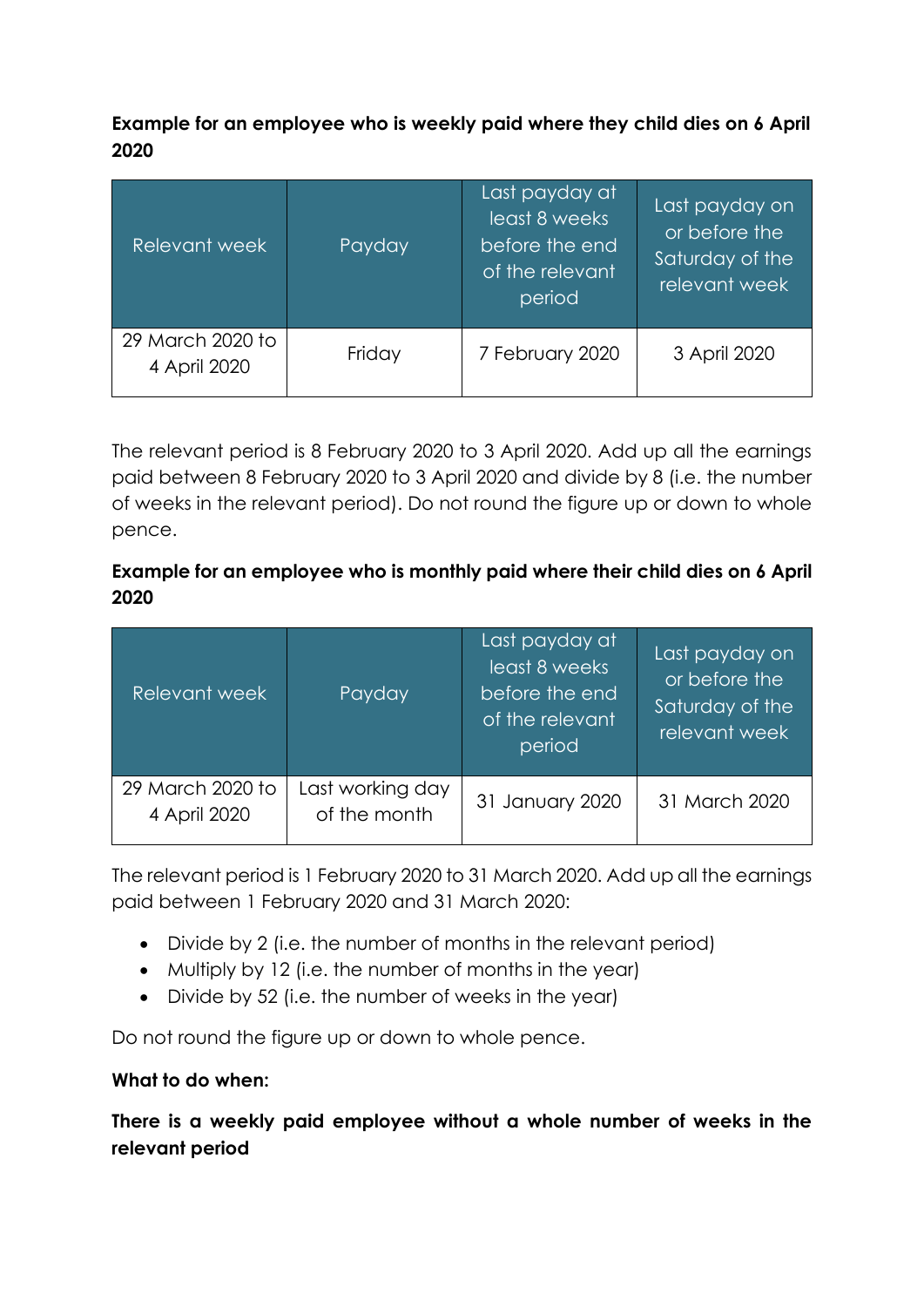**Example for an employee who is weekly paid where they child dies on 6 April 2020**

| Relevant week | Payday | Last payday at least 8 weeks before the end of the relevant period | Last payday on or before the Saturday of the relevant week |
|---|---|---|---|
| 29 March 2020 to 4 April 2020 | Friday | 7 February 2020 | 3 April 2020 |

The relevant period is 8 February 2020 to 3 April 2020. Add up all the earnings paid between 8 February 2020 to 3 April 2020 and divide by 8 (i.e. the number of weeks in the relevant period). Do not round the figure up or down to whole pence.

**Example for an employee who is monthly paid where their child dies on 6 April 2020**

| Relevant week | Payday | Last payday at least 8 weeks before the end of the relevant period | Last payday on or before the Saturday of the relevant week |
|---|---|---|---|
| 29 March 2020 to 4 April 2020 | Last working day of the month | 31 January 2020 | 31 March 2020 |

The relevant period is 1 February 2020 to 31 March 2020. Add up all the earnings paid between 1 February 2020 and 31 March 2020:

- Divide by 2 (i.e. the number of months in the relevant period)
- Multiply by 12 (i.e. the number of months in the year)
- Divide by 52 (i.e. the number of weeks in the year)

Do not round the figure up or down to whole pence.

**What to do when:**

**There is a weekly paid employee without a whole number of weeks in the relevant period**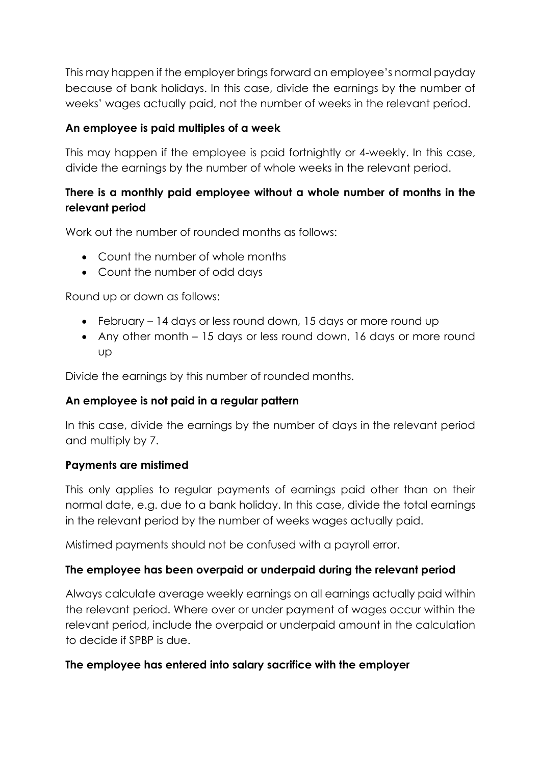This may happen if the employer brings forward an employee's normal payday because of bank holidays. In this case, divide the earnings by the number of weeks' wages actually paid, not the number of weeks in the relevant period.

**An employee is paid multiples of a week**

This may happen if the employee is paid fortnightly or 4-weekly. In this case, divide the earnings by the number of whole weeks in the relevant period.

**There is a monthly paid employee without a whole number of months in the relevant period**

Work out the number of rounded months as follows:

- Count the number of whole months
- Count the number of odd days

Round up or down as follows:

- February – 14 days or less round down, 15 days or more round up
- Any other month – 15 days or less round down, 16 days or more round up

Divide the earnings by this number of rounded months.

**An employee is not paid in a regular pattern**

In this case, divide the earnings by the number of days in the relevant period and multiply by 7.

**Payments are mistimed**

This only applies to regular payments of earnings paid other than on their normal date, e.g. due to a bank holiday. In this case, divide the total earnings in the relevant period by the number of weeks wages actually paid.

Mistimed payments should not be confused with a payroll error.

**The employee has been overpaid or underpaid during the relevant period**

Always calculate average weekly earnings on all earnings actually paid within the relevant period. Where over or under payment of wages occur within the relevant period, include the overpaid or underpaid amount in the calculation to decide if SPBP is due.

**The employee has entered into salary sacrifice with the employer**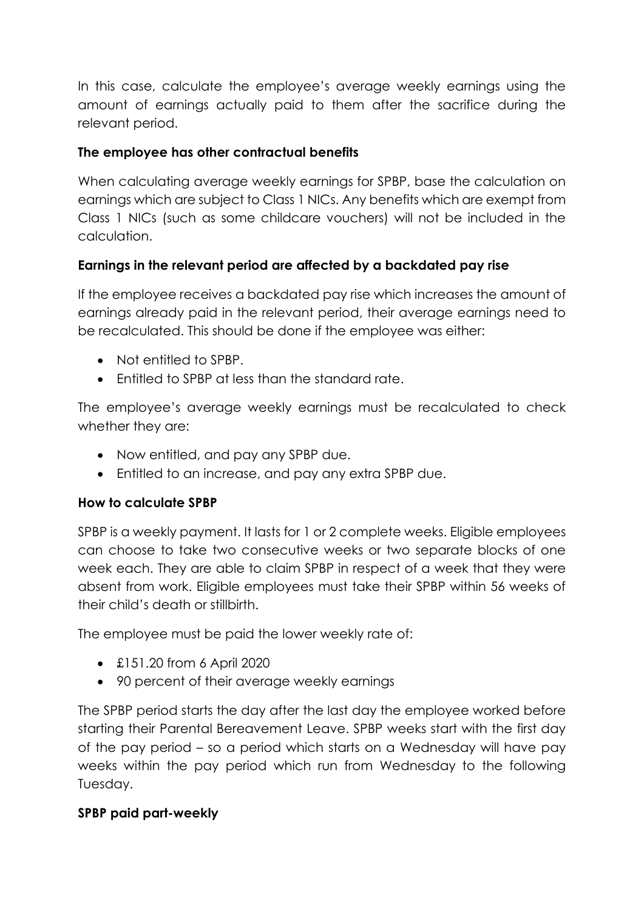In this case, calculate the employee's average weekly earnings using the amount of earnings actually paid to them after the sacrifice during the relevant period.

**The employee has other contractual benefits**

When calculating average weekly earnings for SPBP, base the calculation on earnings which are subject to Class 1 NICs. Any benefits which are exempt from Class 1 NICs (such as some childcare vouchers) will not be included in the calculation.

**Earnings in the relevant period are affected by a backdated pay rise**

If the employee receives a backdated pay rise which increases the amount of earnings already paid in the relevant period, their average earnings need to be recalculated. This should be done if the employee was either:

- Not entitled to SPBP.
- Entitled to SPBP at less than the standard rate.

The employee's average weekly earnings must be recalculated to check whether they are:

- Now entitled, and pay any SPBP due.
- Entitled to an increase, and pay any extra SPBP due.

**How to calculate SPBP**

SPBP is a weekly payment. It lasts for 1 or 2 complete weeks. Eligible employees can choose to take two consecutive weeks or two separate blocks of one week each. They are able to claim SPBP in respect of a week that they were absent from work. Eligible employees must take their SPBP within 56 weeks of their child's death or stillbirth.

The employee must be paid the lower weekly rate of:

- £151.20 from 6 April 2020
- 90 percent of their average weekly earnings

The SPBP period starts the day after the last day the employee worked before starting their Parental Bereavement Leave. SPBP weeks start with the first day of the pay period – so a period which starts on a Wednesday will have pay weeks within the pay period which run from Wednesday to the following Tuesday.

**SPBP paid part-weekly**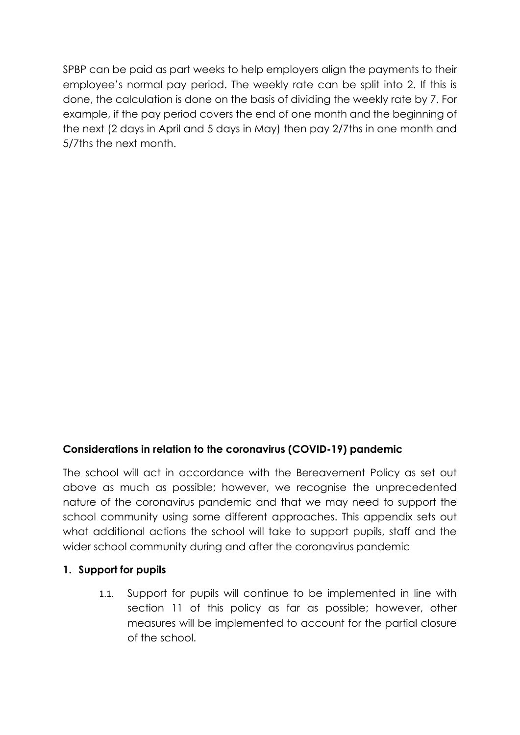SPBP can be paid as part weeks to help employers align the payments to their employee's normal pay period. The weekly rate can be split into 2. If this is done, the calculation is done on the basis of dividing the weekly rate by 7. For example, if the pay period covers the end of one month and the beginning of the next (2 days in April and 5 days in May) then pay 2/7ths in one month and 5/7ths the next month.

**Considerations in relation to the coronavirus (COVID-19) pandemic**

The school will act in accordance with the Bereavement Policy as set out above as much as possible; however, we recognise the unprecedented nature of the coronavirus pandemic and that we may need to support the school community using some different approaches. This appendix sets out what additional actions the school will take to support pupils, staff and the wider school community during and after the coronavirus pandemic

**1. Support for pupils**

1.1. Support for pupils will continue to be implemented in line with section 11 of this policy as far as possible; however, other measures will be implemented to account for the partial closure of the school.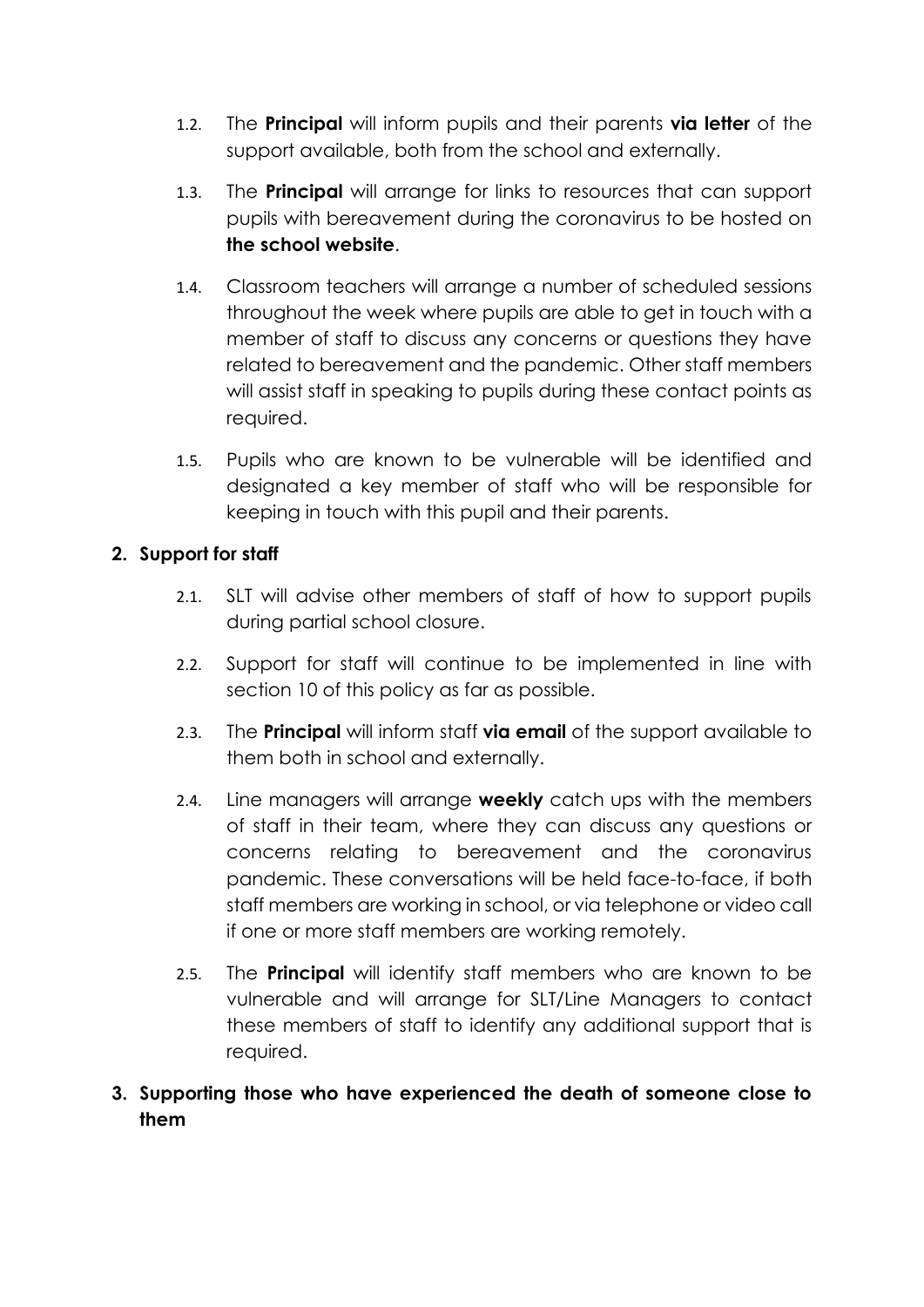1.2. The **Principal** will inform pupils and their parents **via letter** of the support available, both from the school and externally.

1.3. The **Principal** will arrange for links to resources that can support pupils with bereavement during the coronavirus to be hosted on **the school website**.

1.4. Classroom teachers will arrange a number of scheduled sessions throughout the week where pupils are able to get in touch with a member of staff to discuss any concerns or questions they have related to bereavement and the pandemic. Other staff members will assist staff in speaking to pupils during these contact points as required.

1.5. Pupils who are known to be vulnerable will be identified and designated a key member of staff who will be responsible for keeping in touch with this pupil and their parents.

## 2. Support for staff

2.1. SLT will advise other members of staff of how to support pupils during partial school closure.

2.2. Support for staff will continue to be implemented in line with section 10 of this policy as far as possible.

2.3. The **Principal** will inform staff **via email** of the support available to them both in school and externally.

2.4. Line managers will arrange **weekly** catch ups with the members of staff in their team, where they can discuss any questions or concerns relating to bereavement and the coronavirus pandemic. These conversations will be held face-to-face, if both staff members are working in school, or via telephone or video call if one or more staff members are working remotely.

2.5. The **Principal** will identify staff members who are known to be vulnerable and will arrange for SLT/Line Managers to contact these members of staff to identify any additional support that is required.

## 3. Supporting those who have experienced the death of someone close to them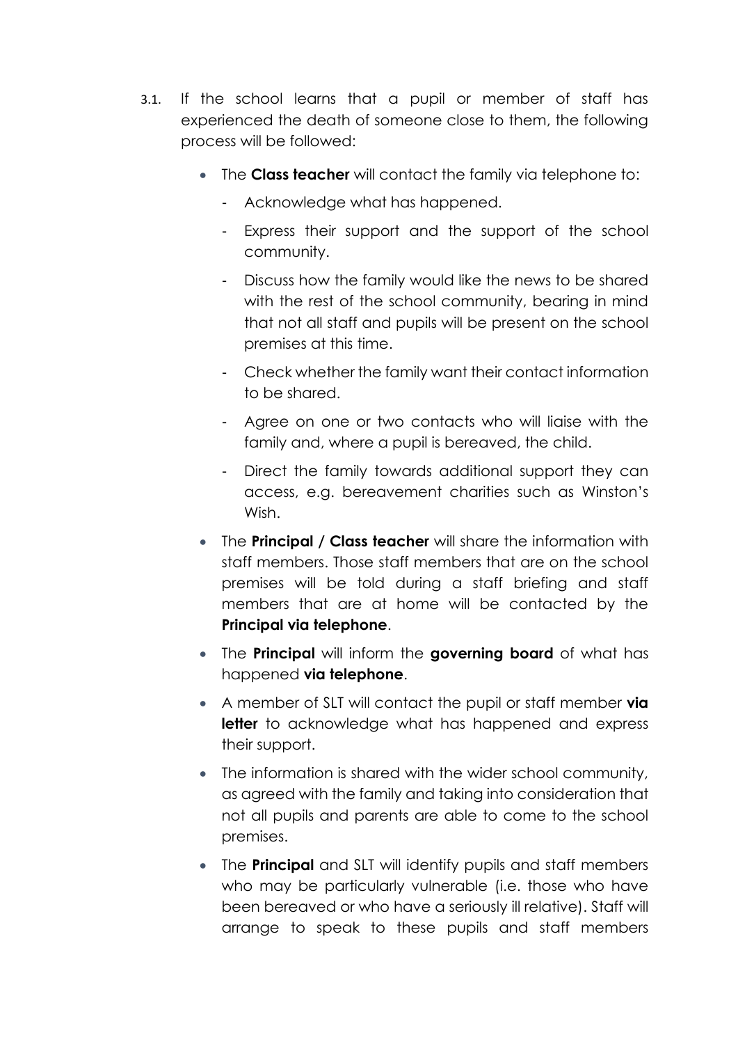3.1. If the school learns that a pupil or member of staff has experienced the death of someone close to them, the following process will be followed:

- The **Class teacher** will contact the family via telephone to:
  - Acknowledge what has happened.
  - Express their support and the support of the school community.
  - Discuss how the family would like the news to be shared with the rest of the school community, bearing in mind that not all staff and pupils will be present on the school premises at this time.
  - Check whether the family want their contact information to be shared.
  - Agree on one or two contacts who will liaise with the family and, where a pupil is bereaved, the child.
  - Direct the family towards additional support they can access, e.g. bereavement charities such as Winston's Wish.
- The **Principal / Class teacher** will share the information with staff members. Those staff members that are on the school premises will be told during a staff briefing and staff members that are at home will be contacted by the **Principal via telephone**.
- The **Principal** will inform the **governing board** of what has happened **via telephone**.
- A member of SLT will contact the pupil or staff member **via letter** to acknowledge what has happened and express their support.
- The information is shared with the wider school community, as agreed with the family and taking into consideration that not all pupils and parents are able to come to the school premises.
- The **Principal** and SLT will identify pupils and staff members who may be particularly vulnerable (i.e. those who have been bereaved or who have a seriously ill relative). Staff will arrange to speak to these pupils and staff members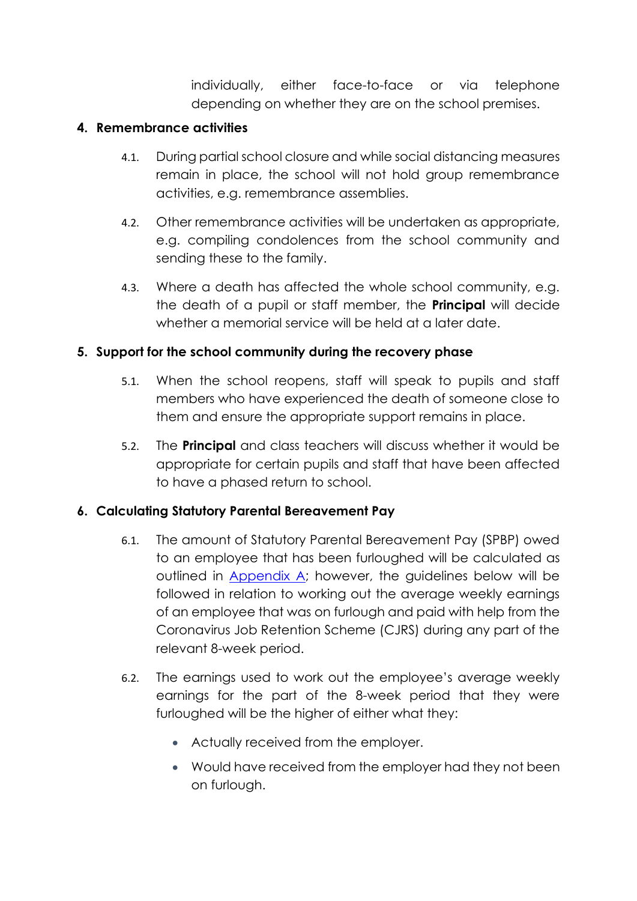individually, either face-to-face or via telephone depending on whether they are on the school premises.

## 4. Remembrance activities

4.1. During partial school closure and while social distancing measures remain in place, the school will not hold group remembrance activities, e.g. remembrance assemblies.

4.2. Other remembrance activities will be undertaken as appropriate, e.g. compiling condolences from the school community and sending these to the family.

4.3. Where a death has affected the whole school community, e.g. the death of a pupil or staff member, the **Principal** will decide whether a memorial service will be held at a later date.

## 5. Support for the school community during the recovery phase

5.1. When the school reopens, staff will speak to pupils and staff members who have experienced the death of someone close to them and ensure the appropriate support remains in place.

5.2. The **Principal** and class teachers will discuss whether it would be appropriate for certain pupils and staff that have been affected to have a phased return to school.

## 6. Calculating Statutory Parental Bereavement Pay

6.1. The amount of Statutory Parental Bereavement Pay (SPBP) owed to an employee that has been furloughed will be calculated as outlined in Appendix A; however, the guidelines below will be followed in relation to working out the average weekly earnings of an employee that was on furlough and paid with help from the Coronavirus Job Retention Scheme (CJRS) during any part of the relevant 8-week period.

6.2. The earnings used to work out the employee's average weekly earnings for the part of the 8-week period that they were furloughed will be the higher of either what they:

- Actually received from the employer.
- Would have received from the employer had they not been on furlough.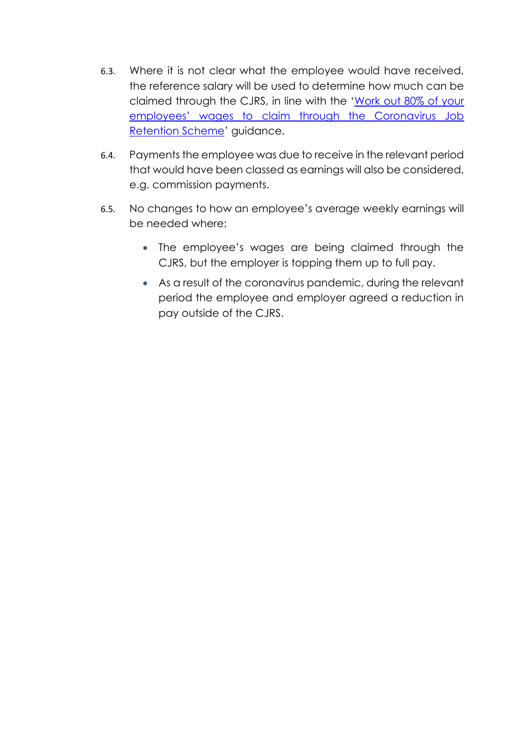6.3. Where it is not clear what the employee would have received, the reference salary will be used to determine how much can be claimed through the CJRS, in line with the '[Work out 80% of your employees' wages to claim through the Coronavirus Job Retention Scheme]' guidance.

6.4. Payments the employee was due to receive in the relevant period that would have been classed as earnings will also be considered, e.g. commission payments.

6.5. No changes to how an employee's average weekly earnings will be needed where:

- The employee's wages are being claimed through the CJRS, but the employer is topping them up to full pay.
- As a result of the coronavirus pandemic, during the relevant period the employee and employer agreed a reduction in pay outside of the CJRS.